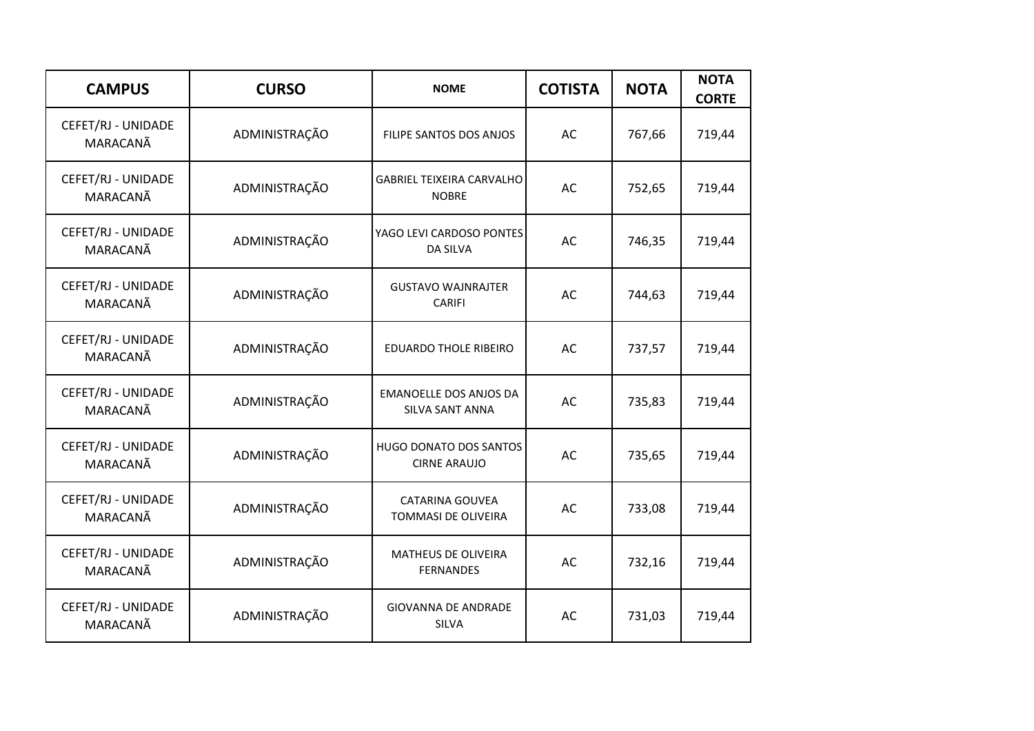| CAMPUS | CURSO | NOME | COTISTA | NOTA | NOTA CORTE |
|---|---|---|---|---|---|
| CEFET/RJ - UNIDADE MARACANÃ | ADMINISTRAÇÃO | FILIPE SANTOS DOS ANJOS | AC | 767,66 | 719,44 |
| CEFET/RJ - UNIDADE MARACANÃ | ADMINISTRAÇÃO | GABRIEL TEIXEIRA CARVALHO NOBRE | AC | 752,65 | 719,44 |
| CEFET/RJ - UNIDADE MARACANÃ | ADMINISTRAÇÃO | YAGO LEVI CARDOSO PONTES DA SILVA | AC | 746,35 | 719,44 |
| CEFET/RJ - UNIDADE MARACANÃ | ADMINISTRAÇÃO | GUSTAVO WAJNRAJTER CARIFI | AC | 744,63 | 719,44 |
| CEFET/RJ - UNIDADE MARACANÃ | ADMINISTRAÇÃO | EDUARDO THOLE RIBEIRO | AC | 737,57 | 719,44 |
| CEFET/RJ - UNIDADE MARACANÃ | ADMINISTRAÇÃO | EMANOELLE DOS ANJOS DA SILVA SANT ANNA | AC | 735,83 | 719,44 |
| CEFET/RJ - UNIDADE MARACANÃ | ADMINISTRAÇÃO | HUGO DONATO DOS SANTOS CIRNE ARAUJO | AC | 735,65 | 719,44 |
| CEFET/RJ - UNIDADE MARACANÃ | ADMINISTRAÇÃO | CATARINA GOUVEA TOMMASI DE OLIVEIRA | AC | 733,08 | 719,44 |
| CEFET/RJ - UNIDADE MARACANÃ | ADMINISTRAÇÃO | MATHEUS DE OLIVEIRA FERNANDES | AC | 732,16 | 719,44 |
| CEFET/RJ - UNIDADE MARACANÃ | ADMINISTRAÇÃO | GIOVANNA DE ANDRADE SILVA | AC | 731,03 | 719,44 |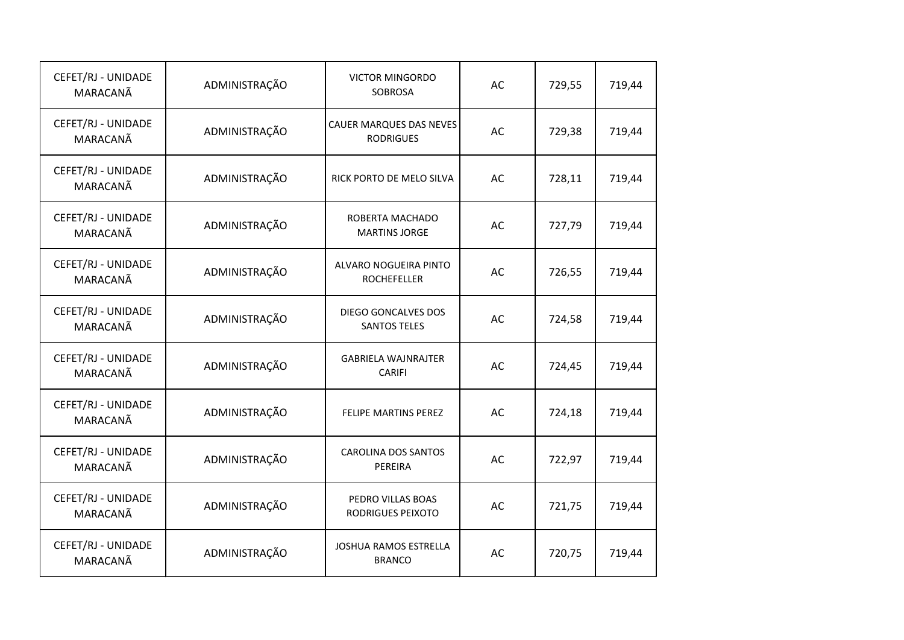| | | | | | |
|---|---|---|---|---|---|
| CEFET/RJ - UNIDADE MARACANÃ | ADMINISTRAÇÃO | VICTOR MINGORDO SOBROSA | AC | 729,55 | 719,44 |
| CEFET/RJ - UNIDADE MARACANÃ | ADMINISTRAÇÃO | CAUER MARQUES DAS NEVES RODRIGUES | AC | 729,38 | 719,44 |
| CEFET/RJ - UNIDADE MARACANÃ | ADMINISTRAÇÃO | RICK PORTO DE MELO SILVA | AC | 728,11 | 719,44 |
| CEFET/RJ - UNIDADE MARACANÃ | ADMINISTRAÇÃO | ROBERTA MACHADO MARTINS JORGE | AC | 727,79 | 719,44 |
| CEFET/RJ - UNIDADE MARACANÃ | ADMINISTRAÇÃO | ALVARO NOGUEIRA PINTO ROCHEFELLER | AC | 726,55 | 719,44 |
| CEFET/RJ - UNIDADE MARACANÃ | ADMINISTRAÇÃO | DIEGO GONCALVES DOS SANTOS TELES | AC | 724,58 | 719,44 |
| CEFET/RJ - UNIDADE MARACANÃ | ADMINISTRAÇÃO | GABRIELA WAJNRAJTER CARIFI | AC | 724,45 | 719,44 |
| CEFET/RJ - UNIDADE MARACANÃ | ADMINISTRAÇÃO | FELIPE MARTINS PEREZ | AC | 724,18 | 719,44 |
| CEFET/RJ - UNIDADE MARACANÃ | ADMINISTRAÇÃO | CAROLINA DOS SANTOS PEREIRA | AC | 722,97 | 719,44 |
| CEFET/RJ - UNIDADE MARACANÃ | ADMINISTRAÇÃO | PEDRO VILLAS BOAS RODRIGUES PEIXOTO | AC | 721,75 | 719,44 |
| CEFET/RJ - UNIDADE MARACANÃ | ADMINISTRAÇÃO | JOSHUA RAMOS ESTRELLA BRANCO | AC | 720,75 | 719,44 |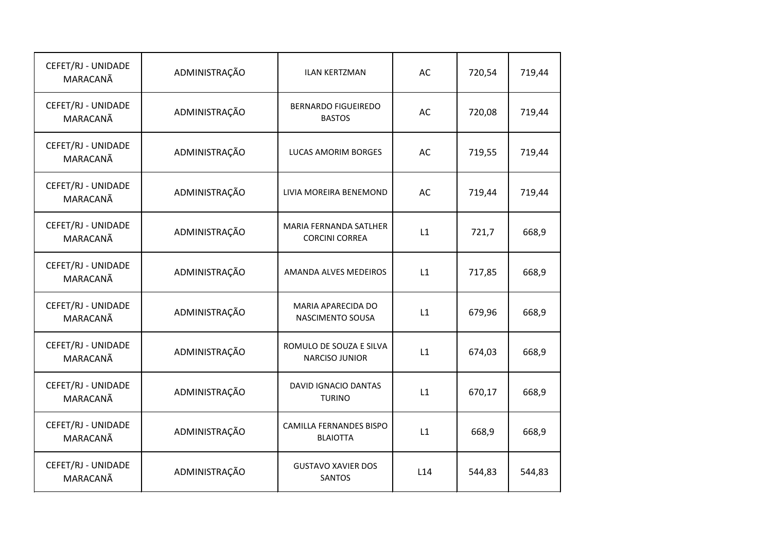| | | | | | |
|---|---|---|---|---|---|
| CEFET/RJ - UNIDADE MARACANÃ | ADMINISTRAÇÃO | ILAN KERTZMAN | AC | 720,54 | 719,44 |
| CEFET/RJ - UNIDADE MARACANÃ | ADMINISTRAÇÃO | BERNARDO FIGUEIREDO BASTOS | AC | 720,08 | 719,44 |
| CEFET/RJ - UNIDADE MARACANÃ | ADMINISTRAÇÃO | LUCAS AMORIM BORGES | AC | 719,55 | 719,44 |
| CEFET/RJ - UNIDADE MARACANÃ | ADMINISTRAÇÃO | LIVIA MOREIRA BENEMOND | AC | 719,44 | 719,44 |
| CEFET/RJ - UNIDADE MARACANÃ | ADMINISTRAÇÃO | MARIA FERNANDA SATLHER CORCINI CORREA | L1 | 721,7 | 668,9 |
| CEFET/RJ - UNIDADE MARACANÃ | ADMINISTRAÇÃO | AMANDA ALVES MEDEIROS | L1 | 717,85 | 668,9 |
| CEFET/RJ - UNIDADE MARACANÃ | ADMINISTRAÇÃO | MARIA APARECIDA DO NASCIMENTO SOUSA | L1 | 679,96 | 668,9 |
| CEFET/RJ - UNIDADE MARACANÃ | ADMINISTRAÇÃO | ROMULO DE SOUZA E SILVA NARCISO JUNIOR | L1 | 674,03 | 668,9 |
| CEFET/RJ - UNIDADE MARACANÃ | ADMINISTRAÇÃO | DAVID IGNACIO DANTAS TURINO | L1 | 670,17 | 668,9 |
| CEFET/RJ - UNIDADE MARACANÃ | ADMINISTRAÇÃO | CAMILLA FERNANDES BISPO BLAIOTTA | L1 | 668,9 | 668,9 |
| CEFET/RJ - UNIDADE MARACANÃ | ADMINISTRAÇÃO | GUSTAVO XAVIER DOS SANTOS | L14 | 544,83 | 544,83 |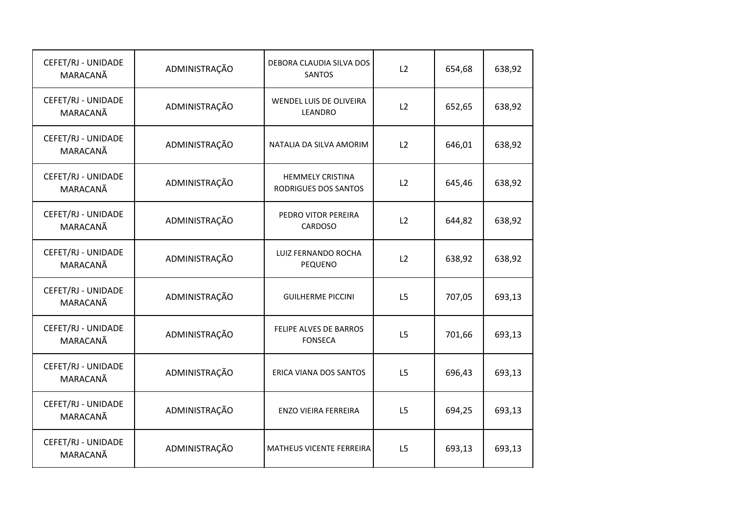| | | | | | |
|---|---|---|---|---|---|
| CEFET/RJ - UNIDADE MARACANÃ | ADMINISTRAÇÃO | DEBORA CLAUDIA SILVA DOS SANTOS | L2 | 654,68 | 638,92 |
| CEFET/RJ - UNIDADE MARACANÃ | ADMINISTRAÇÃO | WENDEL LUIS DE OLIVEIRA LEANDRO | L2 | 652,65 | 638,92 |
| CEFET/RJ - UNIDADE MARACANÃ | ADMINISTRAÇÃO | NATALIA DA SILVA AMORIM | L2 | 646,01 | 638,92 |
| CEFET/RJ - UNIDADE MARACANÃ | ADMINISTRAÇÃO | HEMMELY CRISTINA RODRIGUES DOS SANTOS | L2 | 645,46 | 638,92 |
| CEFET/RJ - UNIDADE MARACANÃ | ADMINISTRAÇÃO | PEDRO VITOR PEREIRA CARDOSO | L2 | 644,82 | 638,92 |
| CEFET/RJ - UNIDADE MARACANÃ | ADMINISTRAÇÃO | LUIZ FERNANDO ROCHA PEQUENO | L2 | 638,92 | 638,92 |
| CEFET/RJ - UNIDADE MARACANÃ | ADMINISTRAÇÃO | GUILHERME PICCINI | L5 | 707,05 | 693,13 |
| CEFET/RJ - UNIDADE MARACANÃ | ADMINISTRAÇÃO | FELIPE ALVES DE BARROS FONSECA | L5 | 701,66 | 693,13 |
| CEFET/RJ - UNIDADE MARACANÃ | ADMINISTRAÇÃO | ERICA VIANA DOS SANTOS | L5 | 696,43 | 693,13 |
| CEFET/RJ - UNIDADE MARACANÃ | ADMINISTRAÇÃO | ENZO VIEIRA FERREIRA | L5 | 694,25 | 693,13 |
| CEFET/RJ - UNIDADE MARACANÃ | ADMINISTRAÇÃO | MATHEUS VICENTE FERREIRA | L5 | 693,13 | 693,13 |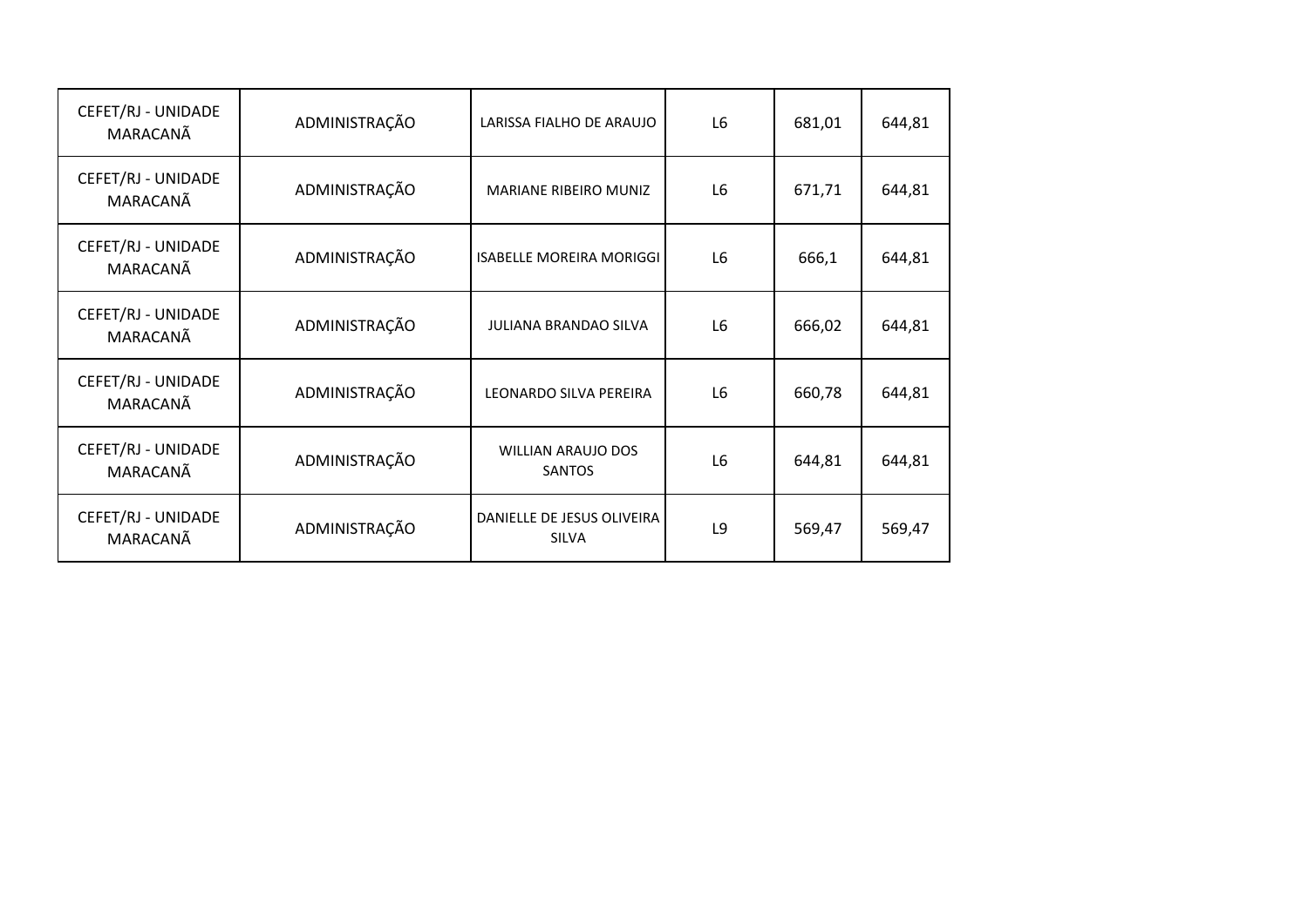| | | | | | |
|---|---|---|---|---|---|
| CEFET/RJ - UNIDADE MARACANÃ | ADMINISTRAÇÃO | LARISSA FIALHO DE ARAUJO | L6 | 681,01 | 644,81 |
| CEFET/RJ - UNIDADE MARACANÃ | ADMINISTRAÇÃO | MARIANE RIBEIRO MUNIZ | L6 | 671,71 | 644,81 |
| CEFET/RJ - UNIDADE MARACANÃ | ADMINISTRAÇÃO | ISABELLE MOREIRA MORIGGI | L6 | 666,1 | 644,81 |
| CEFET/RJ - UNIDADE MARACANÃ | ADMINISTRAÇÃO | JULIANA BRANDAO SILVA | L6 | 666,02 | 644,81 |
| CEFET/RJ - UNIDADE MARACANÃ | ADMINISTRAÇÃO | LEONARDO SILVA PEREIRA | L6 | 660,78 | 644,81 |
| CEFET/RJ - UNIDADE MARACANÃ | ADMINISTRAÇÃO | WILLIAN ARAUJO DOS SANTOS | L6 | 644,81 | 644,81 |
| CEFET/RJ - UNIDADE MARACANÃ | ADMINISTRAÇÃO | DANIELLE DE JESUS OLIVEIRA SILVA | L9 | 569,47 | 569,47 |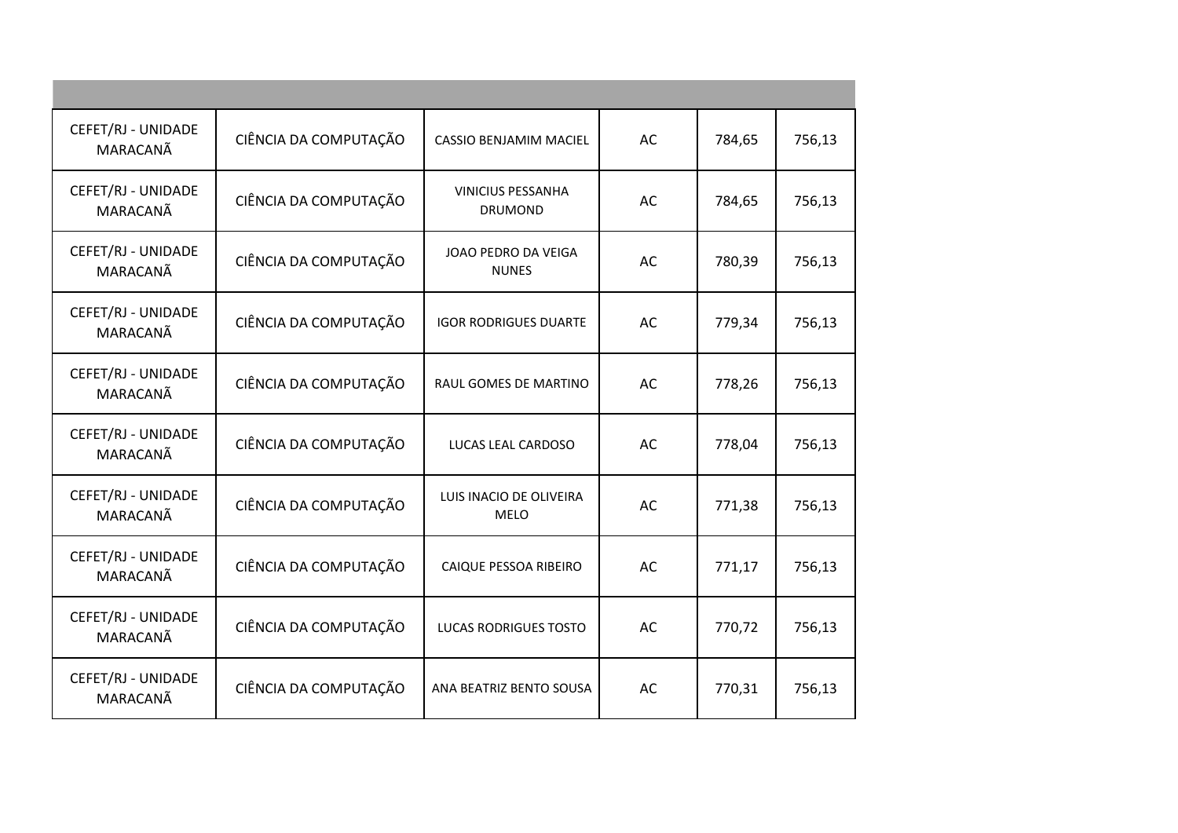| | | | | | |
|---|---|---|---|---|---|
| CEFET/RJ - UNIDADE MARACANÃ | CIÊNCIA DA COMPUTAÇÃO | CASSIO BENJAMIM MACIEL | AC | 784,65 | 756,13 |
| CEFET/RJ - UNIDADE MARACANÃ | CIÊNCIA DA COMPUTAÇÃO | VINICIUS PESSANHA DRUMOND | AC | 784,65 | 756,13 |
| CEFET/RJ - UNIDADE MARACANÃ | CIÊNCIA DA COMPUTAÇÃO | JOAO PEDRO DA VEIGA NUNES | AC | 780,39 | 756,13 |
| CEFET/RJ - UNIDADE MARACANÃ | CIÊNCIA DA COMPUTAÇÃO | IGOR RODRIGUES DUARTE | AC | 779,34 | 756,13 |
| CEFET/RJ - UNIDADE MARACANÃ | CIÊNCIA DA COMPUTAÇÃO | RAUL GOMES DE MARTINO | AC | 778,26 | 756,13 |
| CEFET/RJ - UNIDADE MARACANÃ | CIÊNCIA DA COMPUTAÇÃO | LUCAS LEAL CARDOSO | AC | 778,04 | 756,13 |
| CEFET/RJ - UNIDADE MARACANÃ | CIÊNCIA DA COMPUTAÇÃO | LUIS INACIO DE OLIVEIRA MELO | AC | 771,38 | 756,13 |
| CEFET/RJ - UNIDADE MARACANÃ | CIÊNCIA DA COMPUTAÇÃO | CAIQUE PESSOA RIBEIRO | AC | 771,17 | 756,13 |
| CEFET/RJ - UNIDADE MARACANÃ | CIÊNCIA DA COMPUTAÇÃO | LUCAS RODRIGUES TOSTO | AC | 770,72 | 756,13 |
| CEFET/RJ - UNIDADE MARACANÃ | CIÊNCIA DA COMPUTAÇÃO | ANA BEATRIZ BENTO SOUSA | AC | 770,31 | 756,13 |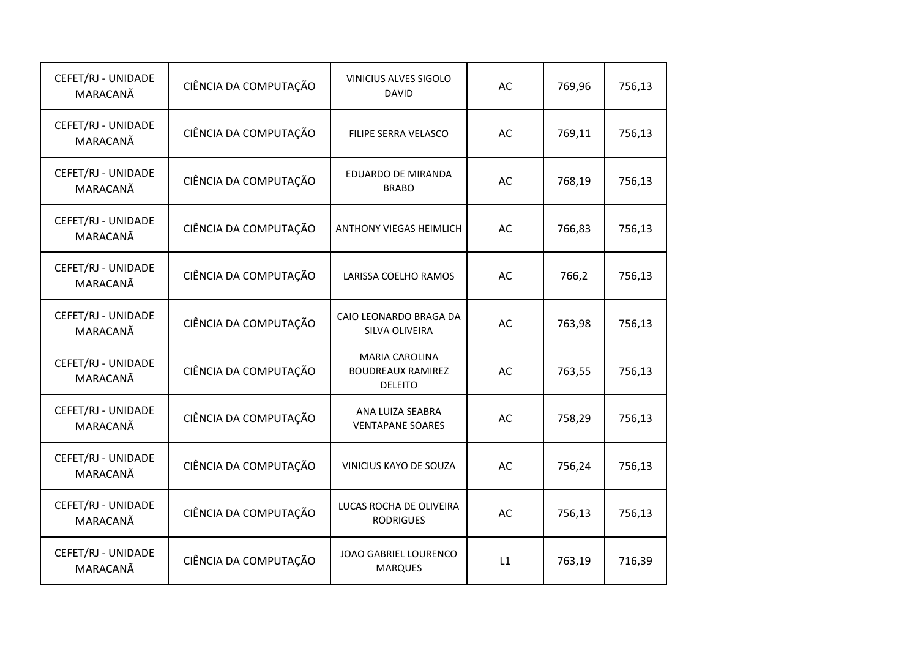| | | | | | |
|---|---|---|---|---|---|
| CEFET/RJ - UNIDADE MARACANÃ | CIÊNCIA DA COMPUTAÇÃO | VINICIUS ALVES SIGOLO DAVID | AC | 769,96 | 756,13 |
| CEFET/RJ - UNIDADE MARACANÃ | CIÊNCIA DA COMPUTAÇÃO | FILIPE SERRA VELASCO | AC | 769,11 | 756,13 |
| CEFET/RJ - UNIDADE MARACANÃ | CIÊNCIA DA COMPUTAÇÃO | EDUARDO DE MIRANDA BRABO | AC | 768,19 | 756,13 |
| CEFET/RJ - UNIDADE MARACANÃ | CIÊNCIA DA COMPUTAÇÃO | ANTHONY VIEGAS HEIMLICH | AC | 766,83 | 756,13 |
| CEFET/RJ - UNIDADE MARACANÃ | CIÊNCIA DA COMPUTAÇÃO | LARISSA COELHO RAMOS | AC | 766,2 | 756,13 |
| CEFET/RJ - UNIDADE MARACANÃ | CIÊNCIA DA COMPUTAÇÃO | CAIO LEONARDO BRAGA DA SILVA OLIVEIRA | AC | 763,98 | 756,13 |
| CEFET/RJ - UNIDADE MARACANÃ | CIÊNCIA DA COMPUTAÇÃO | MARIA CAROLINA BOUDREAUX RAMIREZ DELEITO | AC | 763,55 | 756,13 |
| CEFET/RJ - UNIDADE MARACANÃ | CIÊNCIA DA COMPUTAÇÃO | ANA LUIZA SEABRA VENTAPANE SOARES | AC | 758,29 | 756,13 |
| CEFET/RJ - UNIDADE MARACANÃ | CIÊNCIA DA COMPUTAÇÃO | VINICIUS KAYO DE SOUZA | AC | 756,24 | 756,13 |
| CEFET/RJ - UNIDADE MARACANÃ | CIÊNCIA DA COMPUTAÇÃO | LUCAS ROCHA DE OLIVEIRA RODRIGUES | AC | 756,13 | 756,13 |
| CEFET/RJ - UNIDADE MARACANÃ | CIÊNCIA DA COMPUTAÇÃO | JOAO GABRIEL LOURENCO MARQUES | L1 | 763,19 | 716,39 |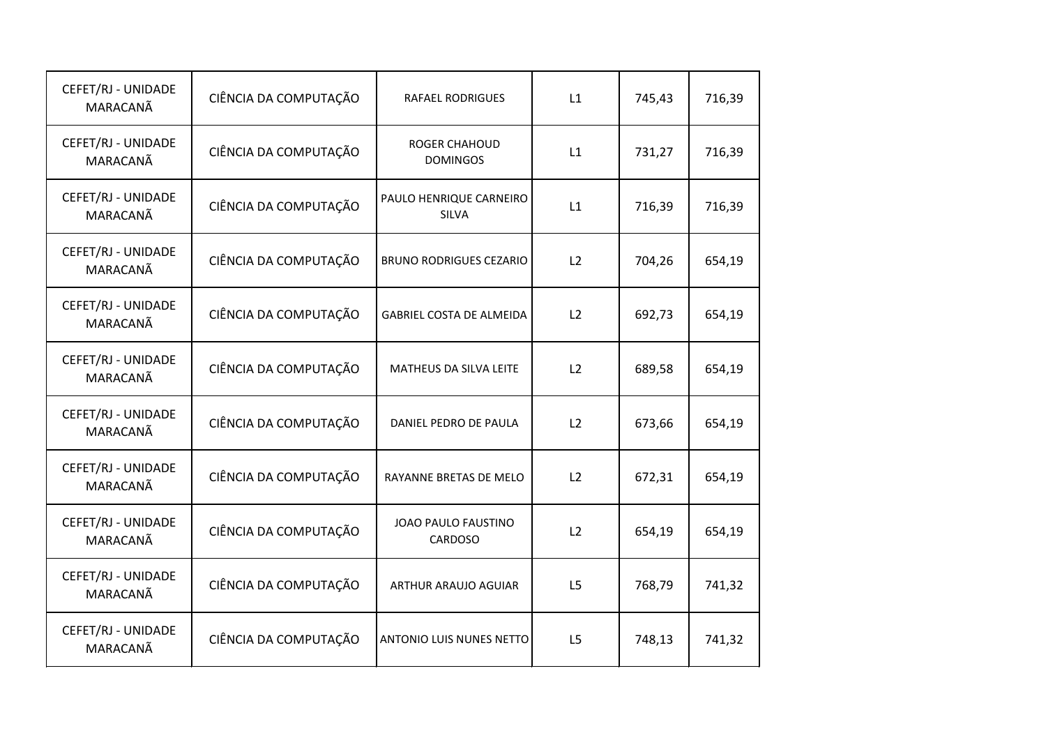| | | | | | |
|---|---|---|---|---|---|
| CEFET/RJ - UNIDADE MARACANÃ | CIÊNCIA DA COMPUTAÇÃO | RAFAEL RODRIGUES | L1 | 745,43 | 716,39 |
| CEFET/RJ - UNIDADE MARACANÃ | CIÊNCIA DA COMPUTAÇÃO | ROGER CHAHOUD DOMINGOS | L1 | 731,27 | 716,39 |
| CEFET/RJ - UNIDADE MARACANÃ | CIÊNCIA DA COMPUTAÇÃO | PAULO HENRIQUE CARNEIRO SILVA | L1 | 716,39 | 716,39 |
| CEFET/RJ - UNIDADE MARACANÃ | CIÊNCIA DA COMPUTAÇÃO | BRUNO RODRIGUES CEZARIO | L2 | 704,26 | 654,19 |
| CEFET/RJ - UNIDADE MARACANÃ | CIÊNCIA DA COMPUTAÇÃO | GABRIEL COSTA DE ALMEIDA | L2 | 692,73 | 654,19 |
| CEFET/RJ - UNIDADE MARACANÃ | CIÊNCIA DA COMPUTAÇÃO | MATHEUS DA SILVA LEITE | L2 | 689,58 | 654,19 |
| CEFET/RJ - UNIDADE MARACANÃ | CIÊNCIA DA COMPUTAÇÃO | DANIEL PEDRO DE PAULA | L2 | 673,66 | 654,19 |
| CEFET/RJ - UNIDADE MARACANÃ | CIÊNCIA DA COMPUTAÇÃO | RAYANNE BRETAS DE MELO | L2 | 672,31 | 654,19 |
| CEFET/RJ - UNIDADE MARACANÃ | CIÊNCIA DA COMPUTAÇÃO | JOAO PAULO FAUSTINO CARDOSO | L2 | 654,19 | 654,19 |
| CEFET/RJ - UNIDADE MARACANÃ | CIÊNCIA DA COMPUTAÇÃO | ARTHUR ARAUJO AGUIAR | L5 | 768,79 | 741,32 |
| CEFET/RJ - UNIDADE MARACANÃ | CIÊNCIA DA COMPUTAÇÃO | ANTONIO LUIS NUNES NETTO | L5 | 748,13 | 741,32 |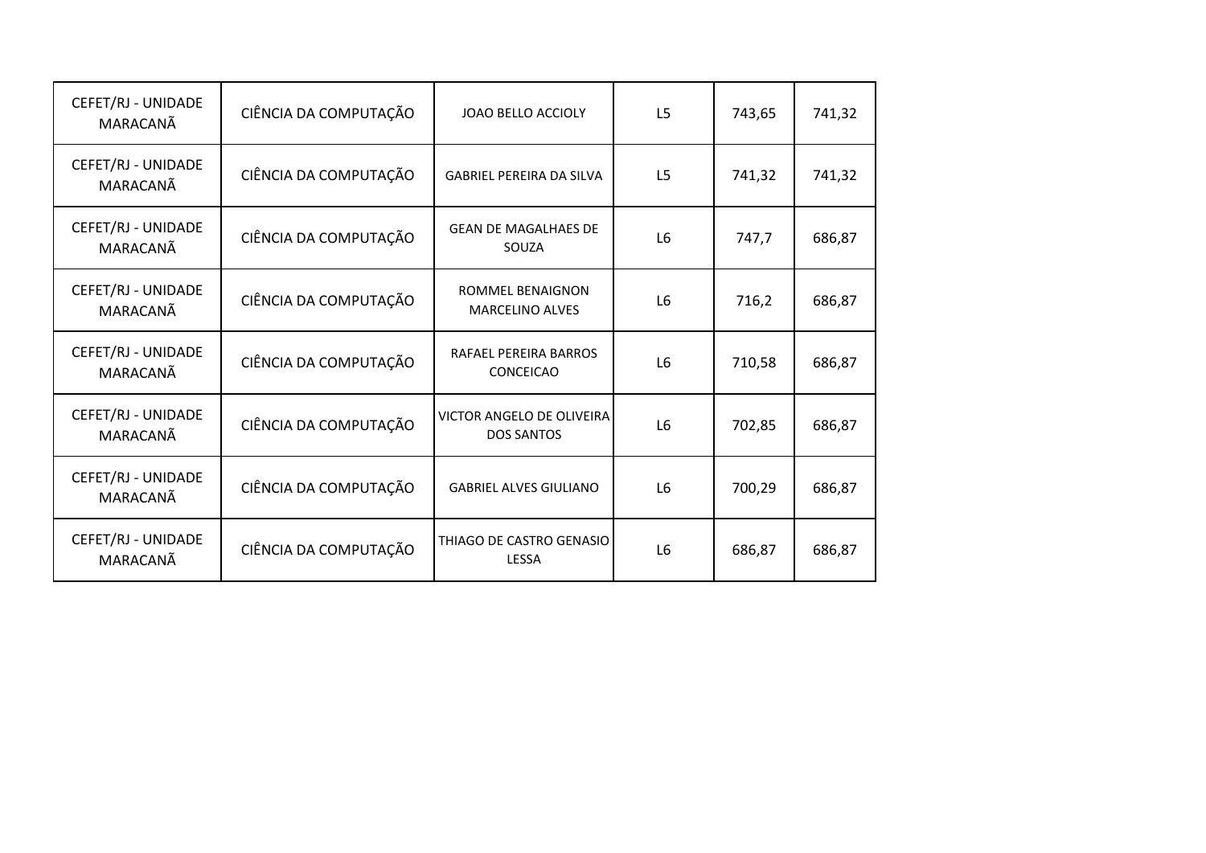| | | | | | |
|---|---|---|---|---|---|
| CEFET/RJ - UNIDADE MARACANÃ | CIÊNCIA DA COMPUTAÇÃO | JOAO BELLO ACCIOLY | L5 | 743,65 | 741,32 |
| CEFET/RJ - UNIDADE MARACANÃ | CIÊNCIA DA COMPUTAÇÃO | GABRIEL PEREIRA DA SILVA | L5 | 741,32 | 741,32 |
| CEFET/RJ - UNIDADE MARACANÃ | CIÊNCIA DA COMPUTAÇÃO | GEAN DE MAGALHAES DE SOUZA | L6 | 747,7 | 686,87 |
| CEFET/RJ - UNIDADE MARACANÃ | CIÊNCIA DA COMPUTAÇÃO | ROMMEL BENAIGNON MARCELINO ALVES | L6 | 716,2 | 686,87 |
| CEFET/RJ - UNIDADE MARACANÃ | CIÊNCIA DA COMPUTAÇÃO | RAFAEL PEREIRA BARROS CONCEICAO | L6 | 710,58 | 686,87 |
| CEFET/RJ - UNIDADE MARACANÃ | CIÊNCIA DA COMPUTAÇÃO | VICTOR ANGELO DE OLIVEIRA DOS SANTOS | L6 | 702,85 | 686,87 |
| CEFET/RJ - UNIDADE MARACANÃ | CIÊNCIA DA COMPUTAÇÃO | GABRIEL ALVES GIULIANO | L6 | 700,29 | 686,87 |
| CEFET/RJ - UNIDADE MARACANÃ | CIÊNCIA DA COMPUTAÇÃO | THIAGO DE CASTRO GENASIO LESSA | L6 | 686,87 | 686,87 |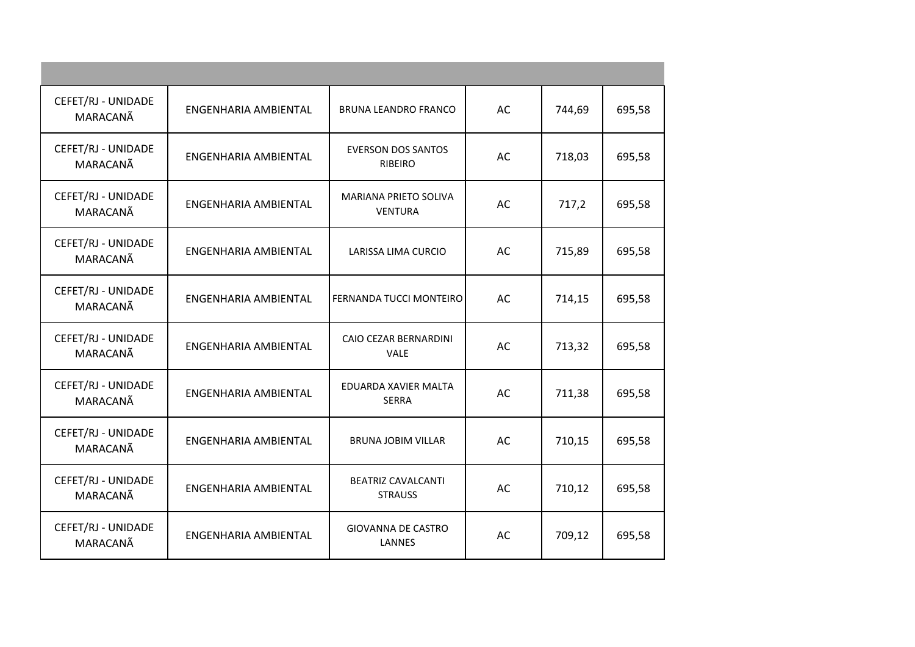| | | | | | |
|---|---|---|---|---|---|
| CEFET/RJ - UNIDADE MARACANÃ | ENGENHARIA AMBIENTAL | BRUNA LEANDRO FRANCO | AC | 744,69 | 695,58 |
| CEFET/RJ - UNIDADE MARACANÃ | ENGENHARIA AMBIENTAL | EVERSON DOS SANTOS RIBEIRO | AC | 718,03 | 695,58 |
| CEFET/RJ - UNIDADE MARACANÃ | ENGENHARIA AMBIENTAL | MARIANA PRIETO SOLIVA VENTURA | AC | 717,2 | 695,58 |
| CEFET/RJ - UNIDADE MARACANÃ | ENGENHARIA AMBIENTAL | LARISSA LIMA CURCIO | AC | 715,89 | 695,58 |
| CEFET/RJ - UNIDADE MARACANÃ | ENGENHARIA AMBIENTAL | FERNANDA TUCCI MONTEIRO | AC | 714,15 | 695,58 |
| CEFET/RJ - UNIDADE MARACANÃ | ENGENHARIA AMBIENTAL | CAIO CEZAR BERNARDINI VALE | AC | 713,32 | 695,58 |
| CEFET/RJ - UNIDADE MARACANÃ | ENGENHARIA AMBIENTAL | EDUARDA XAVIER MALTA SERRA | AC | 711,38 | 695,58 |
| CEFET/RJ - UNIDADE MARACANÃ | ENGENHARIA AMBIENTAL | BRUNA JOBIM VILLAR | AC | 710,15 | 695,58 |
| CEFET/RJ - UNIDADE MARACANÃ | ENGENHARIA AMBIENTAL | BEATRIZ CAVALCANTI STRAUSS | AC | 710,12 | 695,58 |
| CEFET/RJ - UNIDADE MARACANÃ | ENGENHARIA AMBIENTAL | GIOVANNA DE CASTRO LANNES | AC | 709,12 | 695,58 |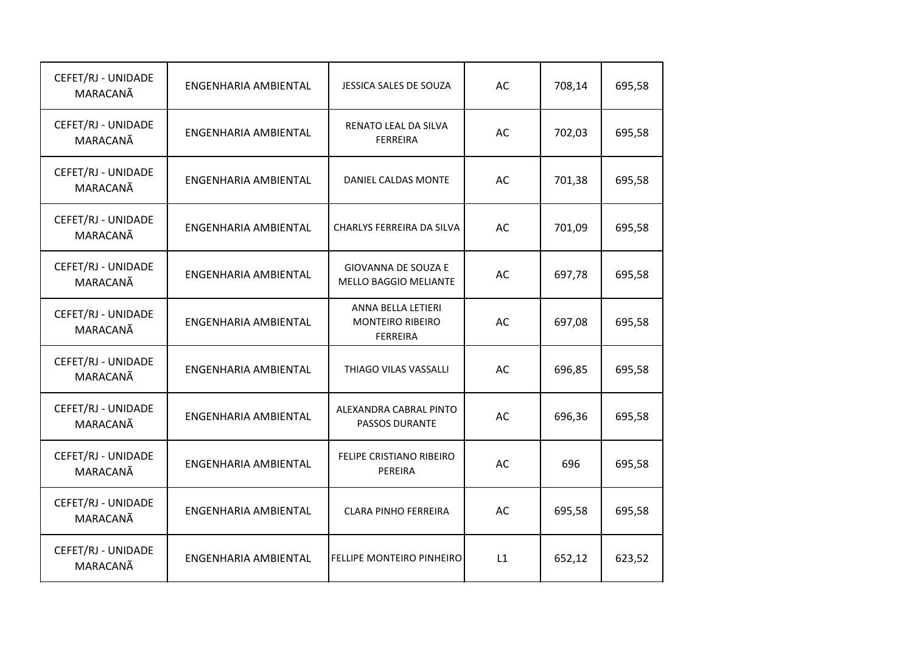| | | | | | |
|---|---|---|---|---|---|
| CEFET/RJ - UNIDADE MARACANÃ | ENGENHARIA AMBIENTAL | JESSICA SALES DE SOUZA | AC | 708,14 | 695,58 |
| CEFET/RJ - UNIDADE MARACANÃ | ENGENHARIA AMBIENTAL | RENATO LEAL DA SILVA FERREIRA | AC | 702,03 | 695,58 |
| CEFET/RJ - UNIDADE MARACANÃ | ENGENHARIA AMBIENTAL | DANIEL CALDAS MONTE | AC | 701,38 | 695,58 |
| CEFET/RJ - UNIDADE MARACANÃ | ENGENHARIA AMBIENTAL | CHARLYS FERREIRA DA SILVA | AC | 701,09 | 695,58 |
| CEFET/RJ - UNIDADE MARACANÃ | ENGENHARIA AMBIENTAL | GIOVANNA DE SOUZA E MELLO BAGGIO MELIANTE | AC | 697,78 | 695,58 |
| CEFET/RJ - UNIDADE MARACANÃ | ENGENHARIA AMBIENTAL | ANNA BELLA LETIERI MONTEIRO RIBEIRO FERREIRA | AC | 697,08 | 695,58 |
| CEFET/RJ - UNIDADE MARACANÃ | ENGENHARIA AMBIENTAL | THIAGO VILAS VASSALLI | AC | 696,85 | 695,58 |
| CEFET/RJ - UNIDADE MARACANÃ | ENGENHARIA AMBIENTAL | ALEXANDRA CABRAL PINTO PASSOS DURANTE | AC | 696,36 | 695,58 |
| CEFET/RJ - UNIDADE MARACANÃ | ENGENHARIA AMBIENTAL | FELIPE CRISTIANO RIBEIRO PEREIRA | AC | 696 | 695,58 |
| CEFET/RJ - UNIDADE MARACANÃ | ENGENHARIA AMBIENTAL | CLARA PINHO FERREIRA | AC | 695,58 | 695,58 |
| CEFET/RJ - UNIDADE MARACANÃ | ENGENHARIA AMBIENTAL | FELLIPE MONTEIRO PINHEIRO | L1 | 652,12 | 623,52 |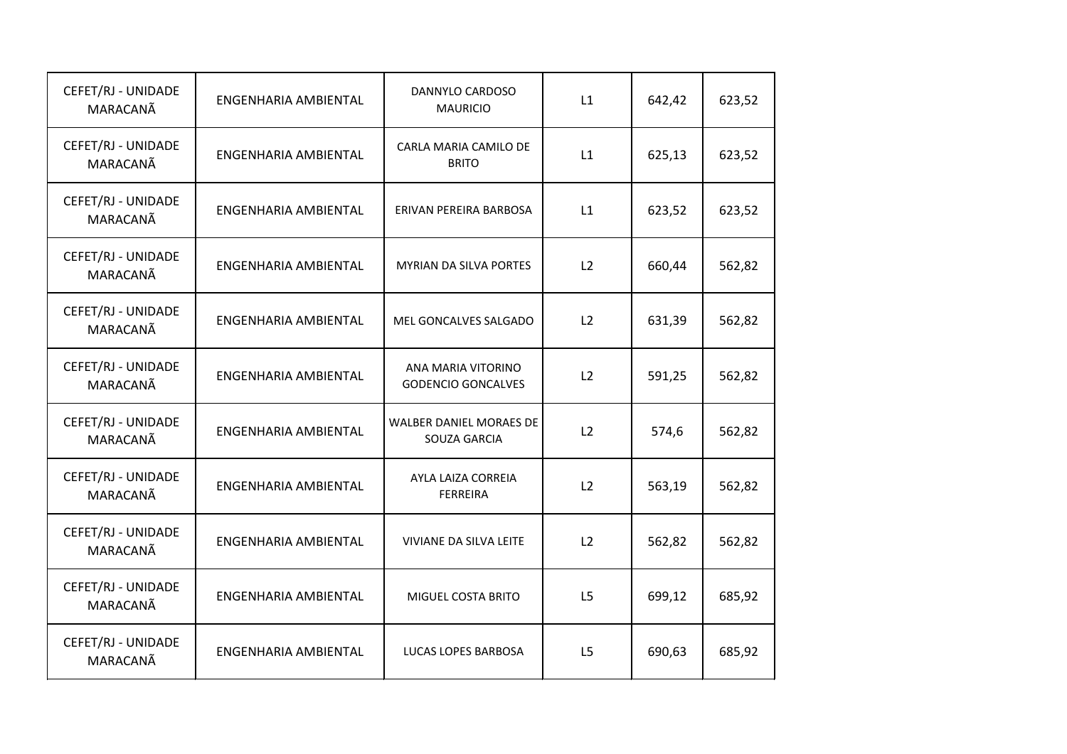| | | | | | |
|---|---|---|---|---|---|
| CEFET/RJ - UNIDADE MARACANÃ | ENGENHARIA AMBIENTAL | DANNYLO CARDOSO MAURICIO | L1 | 642,42 | 623,52 |
| CEFET/RJ - UNIDADE MARACANÃ | ENGENHARIA AMBIENTAL | CARLA MARIA CAMILO DE BRITO | L1 | 625,13 | 623,52 |
| CEFET/RJ - UNIDADE MARACANÃ | ENGENHARIA AMBIENTAL | ERIVAN PEREIRA BARBOSA | L1 | 623,52 | 623,52 |
| CEFET/RJ - UNIDADE MARACANÃ | ENGENHARIA AMBIENTAL | MYRIAN DA SILVA PORTES | L2 | 660,44 | 562,82 |
| CEFET/RJ - UNIDADE MARACANÃ | ENGENHARIA AMBIENTAL | MEL GONCALVES SALGADO | L2 | 631,39 | 562,82 |
| CEFET/RJ - UNIDADE MARACANÃ | ENGENHARIA AMBIENTAL | ANA MARIA VITORINO GODENCIO GONCALVES | L2 | 591,25 | 562,82 |
| CEFET/RJ - UNIDADE MARACANÃ | ENGENHARIA AMBIENTAL | WALBER DANIEL MORAES DE SOUZA GARCIA | L2 | 574,6 | 562,82 |
| CEFET/RJ - UNIDADE MARACANÃ | ENGENHARIA AMBIENTAL | AYLA LAIZA CORREIA FERREIRA | L2 | 563,19 | 562,82 |
| CEFET/RJ - UNIDADE MARACANÃ | ENGENHARIA AMBIENTAL | VIVIANE DA SILVA LEITE | L2 | 562,82 | 562,82 |
| CEFET/RJ - UNIDADE MARACANÃ | ENGENHARIA AMBIENTAL | MIGUEL COSTA BRITO | L5 | 699,12 | 685,92 |
| CEFET/RJ - UNIDADE MARACANÃ | ENGENHARIA AMBIENTAL | LUCAS LOPES BARBOSA | L5 | 690,63 | 685,92 |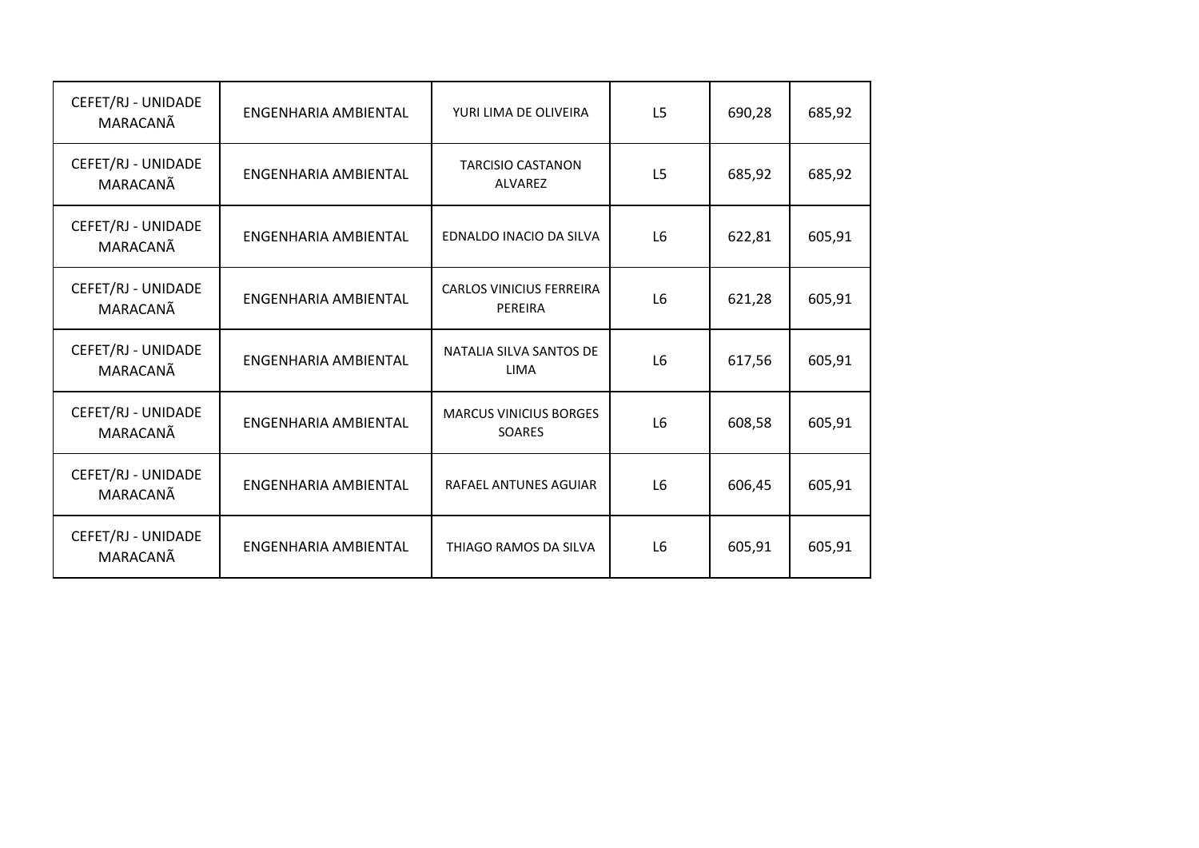| | | | | | |
|---|---|---|---|---|---|
| CEFET/RJ - UNIDADE MARACANÃ | ENGENHARIA AMBIENTAL | YURI LIMA DE OLIVEIRA | L5 | 690,28 | 685,92 |
| CEFET/RJ - UNIDADE MARACANÃ | ENGENHARIA AMBIENTAL | TARCISIO CASTANON ALVAREZ | L5 | 685,92 | 685,92 |
| CEFET/RJ - UNIDADE MARACANÃ | ENGENHARIA AMBIENTAL | EDNALDO INACIO DA SILVA | L6 | 622,81 | 605,91 |
| CEFET/RJ - UNIDADE MARACANÃ | ENGENHARIA AMBIENTAL | CARLOS VINICIUS FERREIRA PEREIRA | L6 | 621,28 | 605,91 |
| CEFET/RJ - UNIDADE MARACANÃ | ENGENHARIA AMBIENTAL | NATALIA SILVA SANTOS DE LIMA | L6 | 617,56 | 605,91 |
| CEFET/RJ - UNIDADE MARACANÃ | ENGENHARIA AMBIENTAL | MARCUS VINICIUS BORGES SOARES | L6 | 608,58 | 605,91 |
| CEFET/RJ - UNIDADE MARACANÃ | ENGENHARIA AMBIENTAL | RAFAEL ANTUNES AGUIAR | L6 | 606,45 | 605,91 |
| CEFET/RJ - UNIDADE MARACANÃ | ENGENHARIA AMBIENTAL | THIAGO RAMOS DA SILVA | L6 | 605,91 | 605,91 |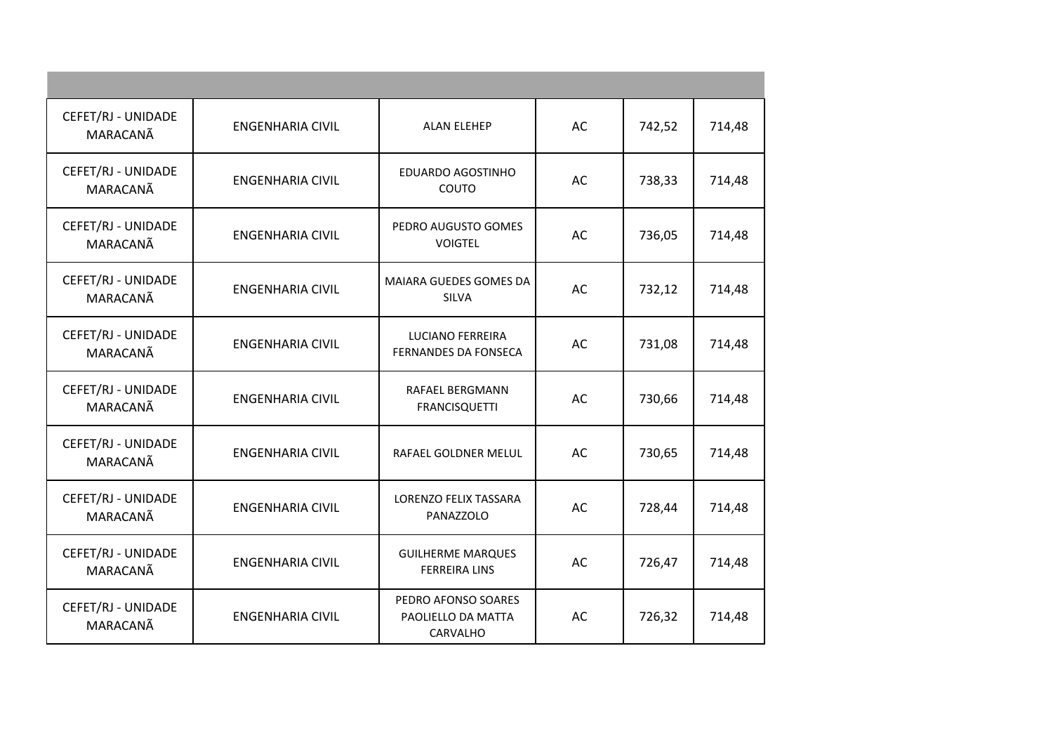| | | | | | |
|---|---|---|---|---|---|
| CEFET/RJ - UNIDADE MARACANÃ | ENGENHARIA CIVIL | ALAN ELEHEP | AC | 742,52 | 714,48 |
| CEFET/RJ - UNIDADE MARACANÃ | ENGENHARIA CIVIL | EDUARDO AGOSTINHO COUTO | AC | 738,33 | 714,48 |
| CEFET/RJ - UNIDADE MARACANÃ | ENGENHARIA CIVIL | PEDRO AUGUSTO GOMES VOIGTEL | AC | 736,05 | 714,48 |
| CEFET/RJ - UNIDADE MARACANÃ | ENGENHARIA CIVIL | MAIARA GUEDES GOMES DA SILVA | AC | 732,12 | 714,48 |
| CEFET/RJ - UNIDADE MARACANÃ | ENGENHARIA CIVIL | LUCIANO FERREIRA FERNANDES DA FONSECA | AC | 731,08 | 714,48 |
| CEFET/RJ - UNIDADE MARACANÃ | ENGENHARIA CIVIL | RAFAEL BERGMANN FRANCISQUETTI | AC | 730,66 | 714,48 |
| CEFET/RJ - UNIDADE MARACANÃ | ENGENHARIA CIVIL | RAFAEL GOLDNER MELUL | AC | 730,65 | 714,48 |
| CEFET/RJ - UNIDADE MARACANÃ | ENGENHARIA CIVIL | LORENZO FELIX TASSARA PANAZZOLO | AC | 728,44 | 714,48 |
| CEFET/RJ - UNIDADE MARACANÃ | ENGENHARIA CIVIL | GUILHERME MARQUES FERREIRA LINS | AC | 726,47 | 714,48 |
| CEFET/RJ - UNIDADE MARACANÃ | ENGENHARIA CIVIL | PEDRO AFONSO SOARES PAOLIELLO DA MATTA CARVALHO | AC | 726,32 | 714,48 |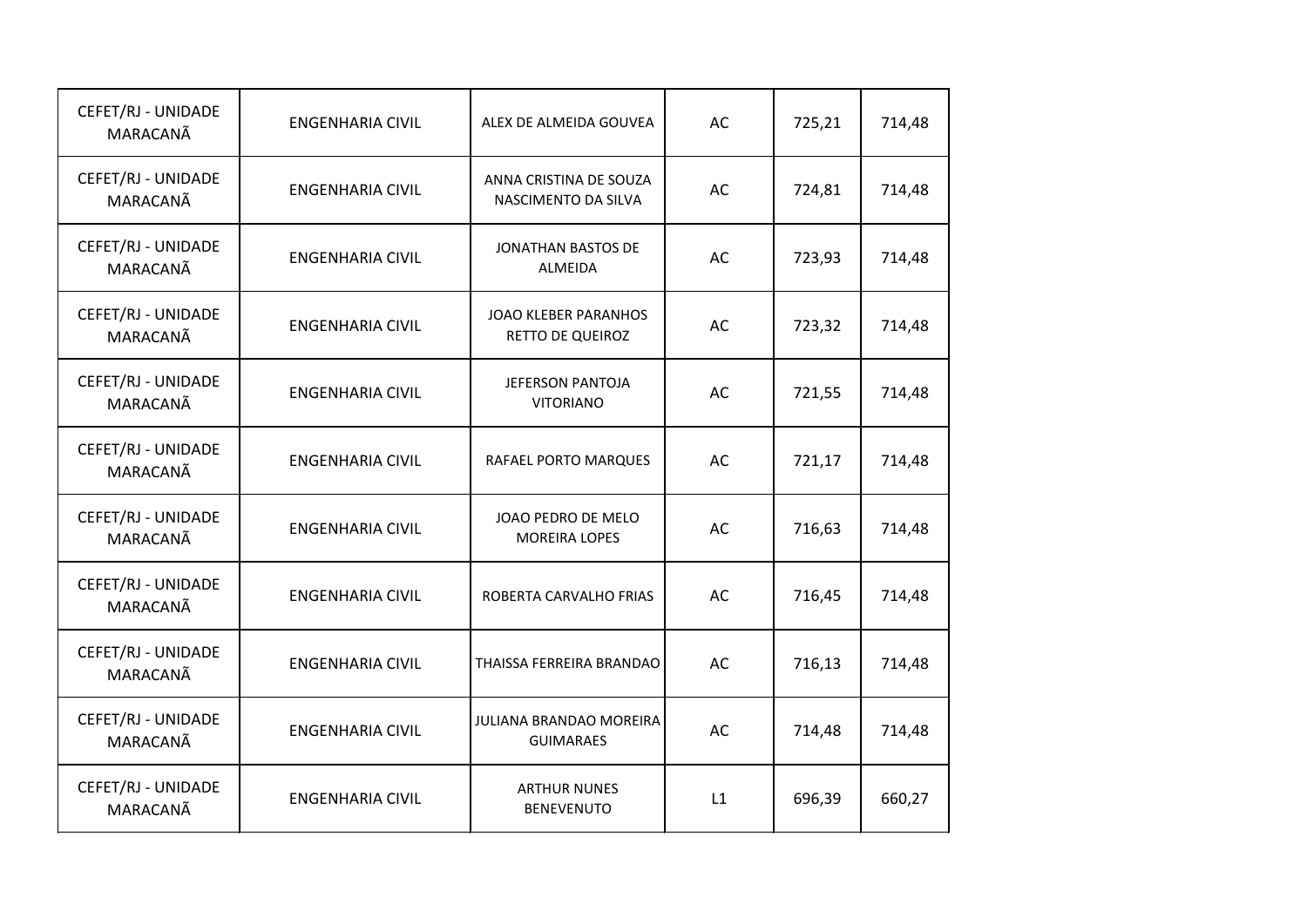| | | | | | |
|---|---|---|---|---|---|
| CEFET/RJ - UNIDADE MARACANÃ | ENGENHARIA CIVIL | ALEX DE ALMEIDA GOUVEA | AC | 725,21 | 714,48 |
| CEFET/RJ - UNIDADE MARACANÃ | ENGENHARIA CIVIL | ANNA CRISTINA DE SOUZA NASCIMENTO DA SILVA | AC | 724,81 | 714,48 |
| CEFET/RJ - UNIDADE MARACANÃ | ENGENHARIA CIVIL | JONATHAN BASTOS DE ALMEIDA | AC | 723,93 | 714,48 |
| CEFET/RJ - UNIDADE MARACANÃ | ENGENHARIA CIVIL | JOAO KLEBER PARANHOS RETTO DE QUEIROZ | AC | 723,32 | 714,48 |
| CEFET/RJ - UNIDADE MARACANÃ | ENGENHARIA CIVIL | JEFERSON PANTOJA VITORIANO | AC | 721,55 | 714,48 |
| CEFET/RJ - UNIDADE MARACANÃ | ENGENHARIA CIVIL | RAFAEL PORTO MARQUES | AC | 721,17 | 714,48 |
| CEFET/RJ - UNIDADE MARACANÃ | ENGENHARIA CIVIL | JOAO PEDRO DE MELO MOREIRA LOPES | AC | 716,63 | 714,48 |
| CEFET/RJ - UNIDADE MARACANÃ | ENGENHARIA CIVIL | ROBERTA CARVALHO FRIAS | AC | 716,45 | 714,48 |
| CEFET/RJ - UNIDADE MARACANÃ | ENGENHARIA CIVIL | THAISSA FERREIRA BRANDAO | AC | 716,13 | 714,48 |
| CEFET/RJ - UNIDADE MARACANÃ | ENGENHARIA CIVIL | JULIANA BRANDAO MOREIRA GUIMARAES | AC | 714,48 | 714,48 |
| CEFET/RJ - UNIDADE MARACANÃ | ENGENHARIA CIVIL | ARTHUR NUNES BENEVENUTO | L1 | 696,39 | 660,27 |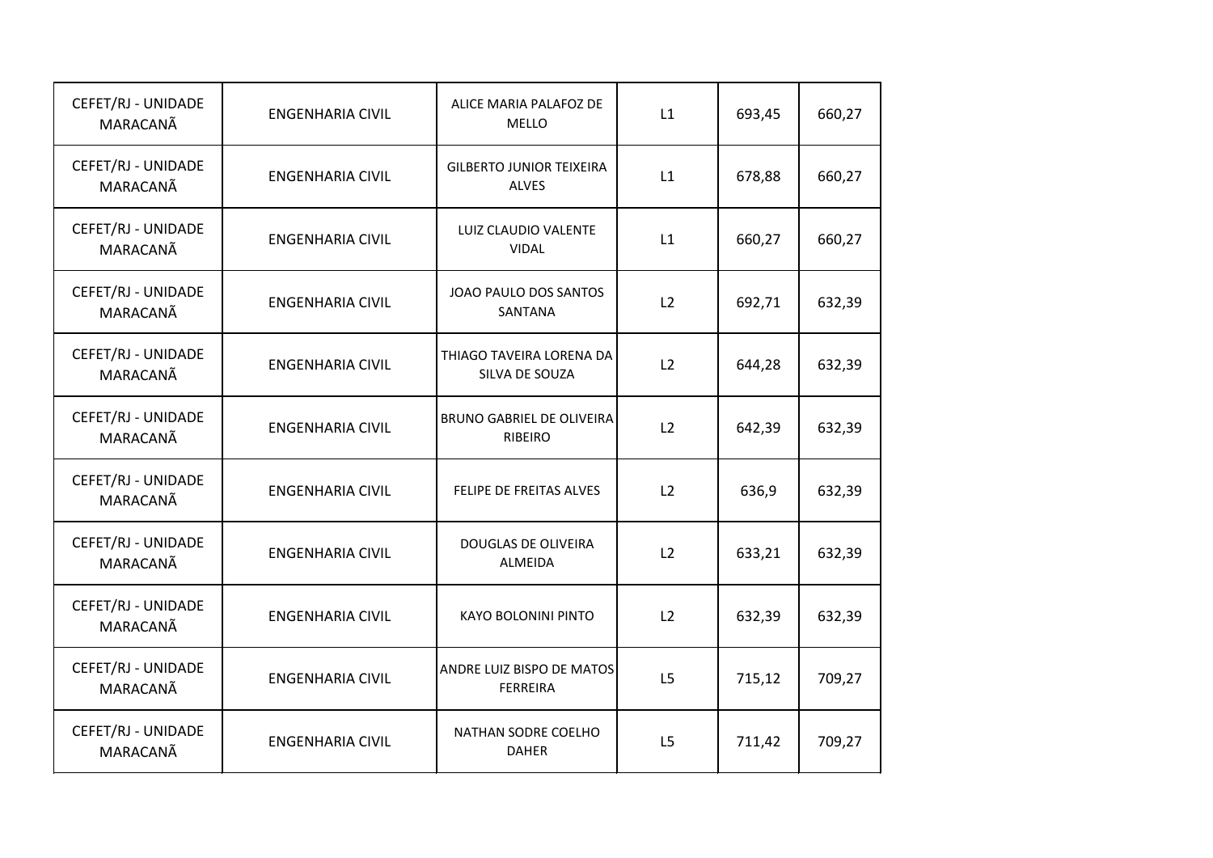| | | | | | |
|---|---|---|---|---|---|
| CEFET/RJ - UNIDADE MARACANÃ | ENGENHARIA CIVIL | ALICE MARIA PALAFOZ DE MELLO | L1 | 693,45 | 660,27 |
| CEFET/RJ - UNIDADE MARACANÃ | ENGENHARIA CIVIL | GILBERTO JUNIOR TEIXEIRA ALVES | L1 | 678,88 | 660,27 |
| CEFET/RJ - UNIDADE MARACANÃ | ENGENHARIA CIVIL | LUIZ CLAUDIO VALENTE VIDAL | L1 | 660,27 | 660,27 |
| CEFET/RJ - UNIDADE MARACANÃ | ENGENHARIA CIVIL | JOAO PAULO DOS SANTOS SANTANA | L2 | 692,71 | 632,39 |
| CEFET/RJ - UNIDADE MARACANÃ | ENGENHARIA CIVIL | THIAGO TAVEIRA LORENA DA SILVA DE SOUZA | L2 | 644,28 | 632,39 |
| CEFET/RJ - UNIDADE MARACANÃ | ENGENHARIA CIVIL | BRUNO GABRIEL DE OLIVEIRA RIBEIRO | L2 | 642,39 | 632,39 |
| CEFET/RJ - UNIDADE MARACANÃ | ENGENHARIA CIVIL | FELIPE DE FREITAS ALVES | L2 | 636,9 | 632,39 |
| CEFET/RJ - UNIDADE MARACANÃ | ENGENHARIA CIVIL | DOUGLAS DE OLIVEIRA ALMEIDA | L2 | 633,21 | 632,39 |
| CEFET/RJ - UNIDADE MARACANÃ | ENGENHARIA CIVIL | KAYO BOLONINI PINTO | L2 | 632,39 | 632,39 |
| CEFET/RJ - UNIDADE MARACANÃ | ENGENHARIA CIVIL | ANDRE LUIZ BISPO DE MATOS FERREIRA | L5 | 715,12 | 709,27 |
| CEFET/RJ - UNIDADE MARACANÃ | ENGENHARIA CIVIL | NATHAN SODRE COELHO DAHER | L5 | 711,42 | 709,27 |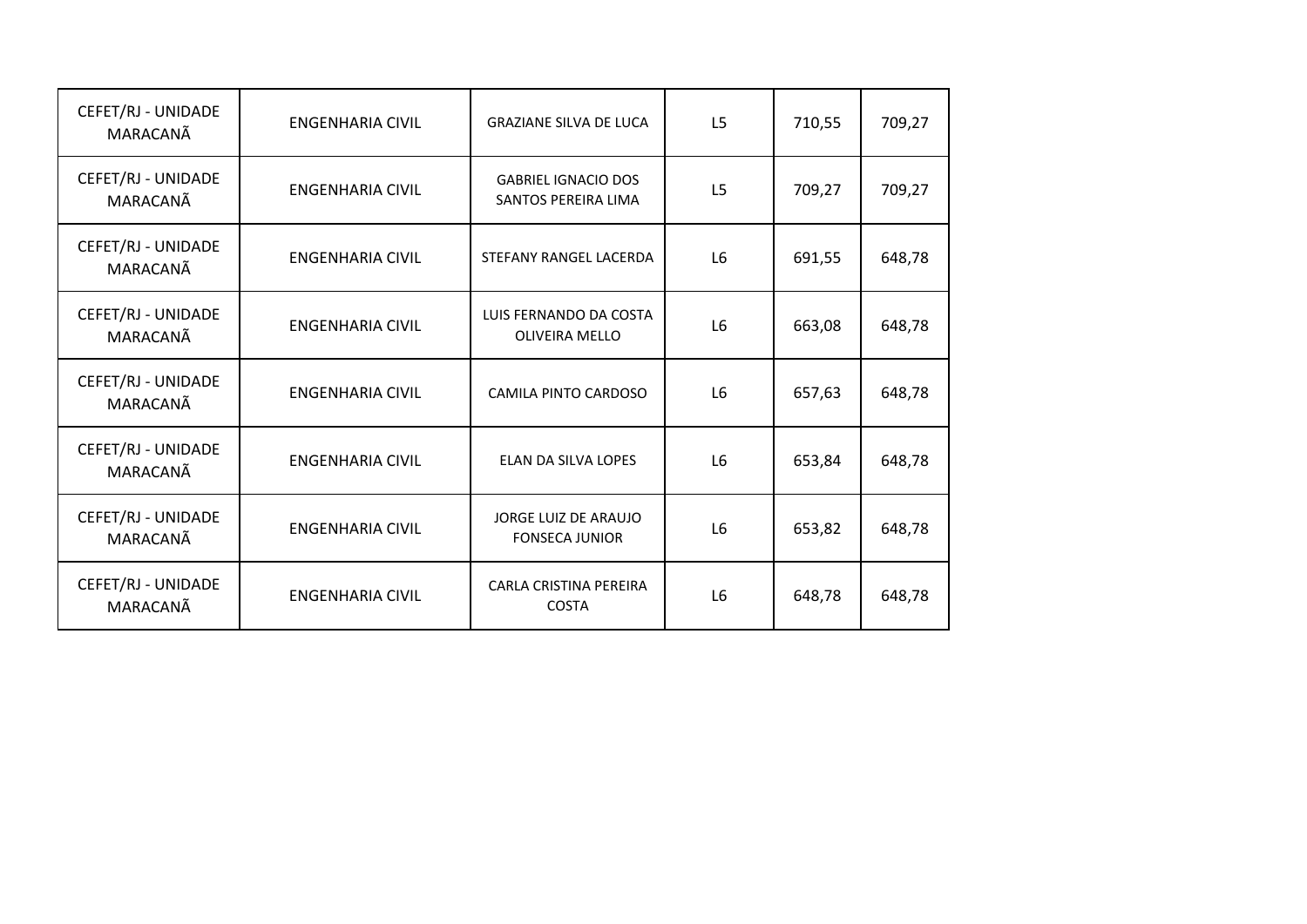| | | | | | |
|---|---|---|---|---|---|
| CEFET/RJ - UNIDADE MARACANÃ | ENGENHARIA CIVIL | GRAZIANE SILVA DE LUCA | L5 | 710,55 | 709,27 |
| CEFET/RJ - UNIDADE MARACANÃ | ENGENHARIA CIVIL | GABRIEL IGNACIO DOS SANTOS PEREIRA LIMA | L5 | 709,27 | 709,27 |
| CEFET/RJ - UNIDADE MARACANÃ | ENGENHARIA CIVIL | STEFANY RANGEL LACERDA | L6 | 691,55 | 648,78 |
| CEFET/RJ - UNIDADE MARACANÃ | ENGENHARIA CIVIL | LUIS FERNANDO DA COSTA OLIVEIRA MELLO | L6 | 663,08 | 648,78 |
| CEFET/RJ - UNIDADE MARACANÃ | ENGENHARIA CIVIL | CAMILA PINTO CARDOSO | L6 | 657,63 | 648,78 |
| CEFET/RJ - UNIDADE MARACANÃ | ENGENHARIA CIVIL | ELAN DA SILVA LOPES | L6 | 653,84 | 648,78 |
| CEFET/RJ - UNIDADE MARACANÃ | ENGENHARIA CIVIL | JORGE LUIZ DE ARAUJO FONSECA JUNIOR | L6 | 653,82 | 648,78 |
| CEFET/RJ - UNIDADE MARACANÃ | ENGENHARIA CIVIL | CARLA CRISTINA PEREIRA COSTA | L6 | 648,78 | 648,78 |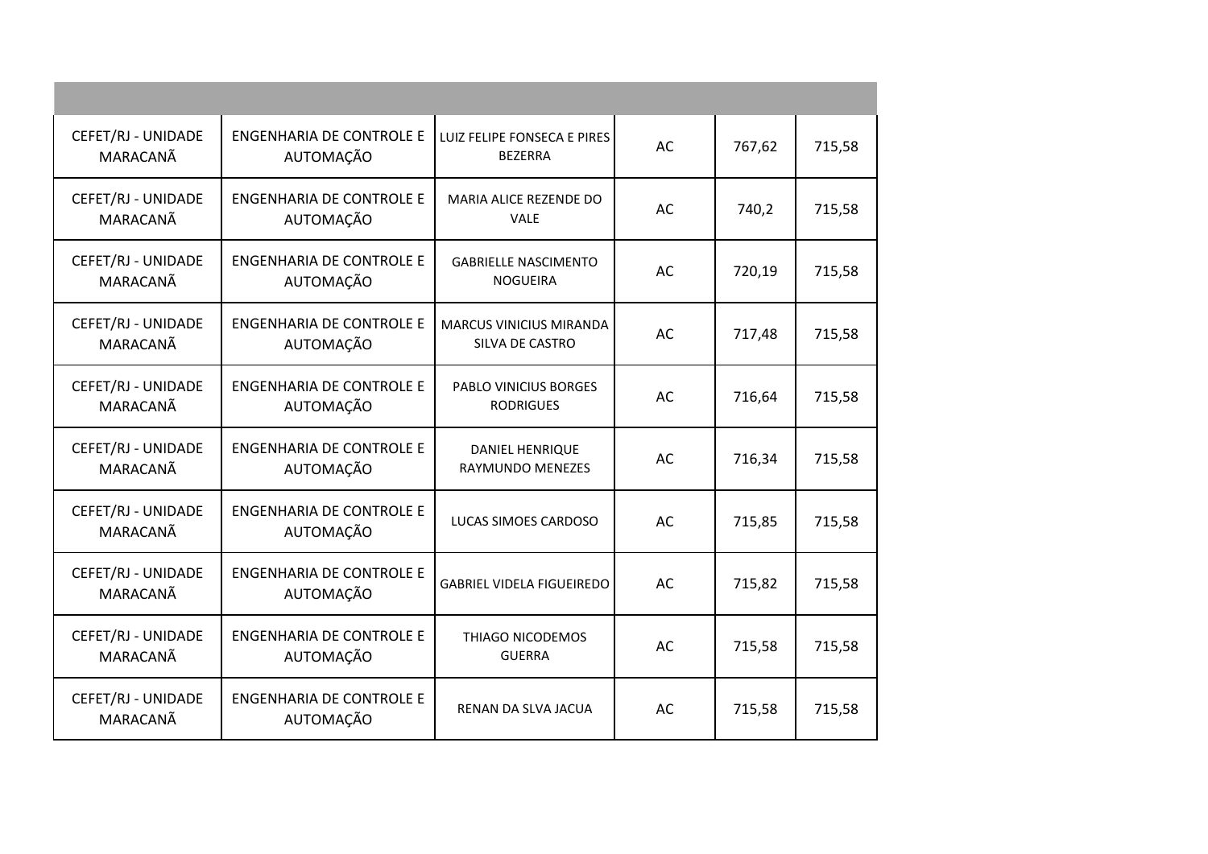| | | | | | |
|---|---|---|---|---|---|
| CEFET/RJ - UNIDADE MARACANÃ | ENGENHARIA DE CONTROLE E AUTOMAÇÃO | LUIZ FELIPE FONSECA E PIRES BEZERRA | AC | 767,62 | 715,58 |
| CEFET/RJ - UNIDADE MARACANÃ | ENGENHARIA DE CONTROLE E AUTOMAÇÃO | MARIA ALICE REZENDE DO VALE | AC | 740,2 | 715,58 |
| CEFET/RJ - UNIDADE MARACANÃ | ENGENHARIA DE CONTROLE E AUTOMAÇÃO | GABRIELLE NASCIMENTO NOGUEIRA | AC | 720,19 | 715,58 |
| CEFET/RJ - UNIDADE MARACANÃ | ENGENHARIA DE CONTROLE E AUTOMAÇÃO | MARCUS VINICIUS MIRANDA SILVA DE CASTRO | AC | 717,48 | 715,58 |
| CEFET/RJ - UNIDADE MARACANÃ | ENGENHARIA DE CONTROLE E AUTOMAÇÃO | PABLO VINICIUS BORGES RODRIGUES | AC | 716,64 | 715,58 |
| CEFET/RJ - UNIDADE MARACANÃ | ENGENHARIA DE CONTROLE E AUTOMAÇÃO | DANIEL HENRIQUE RAYMUNDO MENEZES | AC | 716,34 | 715,58 |
| CEFET/RJ - UNIDADE MARACANÃ | ENGENHARIA DE CONTROLE E AUTOMAÇÃO | LUCAS SIMOES CARDOSO | AC | 715,85 | 715,58 |
| CEFET/RJ - UNIDADE MARACANÃ | ENGENHARIA DE CONTROLE E AUTOMAÇÃO | GABRIEL VIDELA FIGUEIREDO | AC | 715,82 | 715,58 |
| CEFET/RJ - UNIDADE MARACANÃ | ENGENHARIA DE CONTROLE E AUTOMAÇÃO | THIAGO NICODEMOS GUERRA | AC | 715,58 | 715,58 |
| CEFET/RJ - UNIDADE MARACANÃ | ENGENHARIA DE CONTROLE E AUTOMAÇÃO | RENAN DA SLVA JACUA | AC | 715,58 | 715,58 |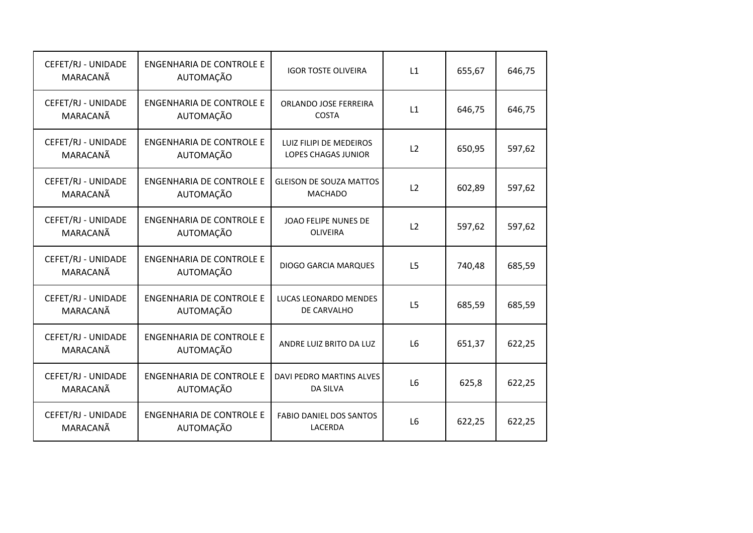| | | | | | |
|---|---|---|---|---|---|
| CEFET/RJ - UNIDADE MARACANÃ | ENGENHARIA DE CONTROLE E AUTOMAÇÃO | IGOR TOSTE OLIVEIRA | L1 | 655,67 | 646,75 |
| CEFET/RJ - UNIDADE MARACANÃ | ENGENHARIA DE CONTROLE E AUTOMAÇÃO | ORLANDO JOSE FERREIRA COSTA | L1 | 646,75 | 646,75 |
| CEFET/RJ - UNIDADE MARACANÃ | ENGENHARIA DE CONTROLE E AUTOMAÇÃO | LUIZ FILIPI DE MEDEIROS LOPES CHAGAS JUNIOR | L2 | 650,95 | 597,62 |
| CEFET/RJ - UNIDADE MARACANÃ | ENGENHARIA DE CONTROLE E AUTOMAÇÃO | GLEISON DE SOUZA MATTOS MACHADO | L2 | 602,89 | 597,62 |
| CEFET/RJ - UNIDADE MARACANÃ | ENGENHARIA DE CONTROLE E AUTOMAÇÃO | JOAO FELIPE NUNES DE OLIVEIRA | L2 | 597,62 | 597,62 |
| CEFET/RJ - UNIDADE MARACANÃ | ENGENHARIA DE CONTROLE E AUTOMAÇÃO | DIOGO GARCIA MARQUES | L5 | 740,48 | 685,59 |
| CEFET/RJ - UNIDADE MARACANÃ | ENGENHARIA DE CONTROLE E AUTOMAÇÃO | LUCAS LEONARDO MENDES DE CARVALHO | L5 | 685,59 | 685,59 |
| CEFET/RJ - UNIDADE MARACANÃ | ENGENHARIA DE CONTROLE E AUTOMAÇÃO | ANDRE LUIZ BRITO DA LUZ | L6 | 651,37 | 622,25 |
| CEFET/RJ - UNIDADE MARACANÃ | ENGENHARIA DE CONTROLE E AUTOMAÇÃO | DAVI PEDRO MARTINS ALVES DA SILVA | L6 | 625,8 | 622,25 |
| CEFET/RJ - UNIDADE MARACANÃ | ENGENHARIA DE CONTROLE E AUTOMAÇÃO | FABIO DANIEL DOS SANTOS LACERDA | L6 | 622,25 | 622,25 |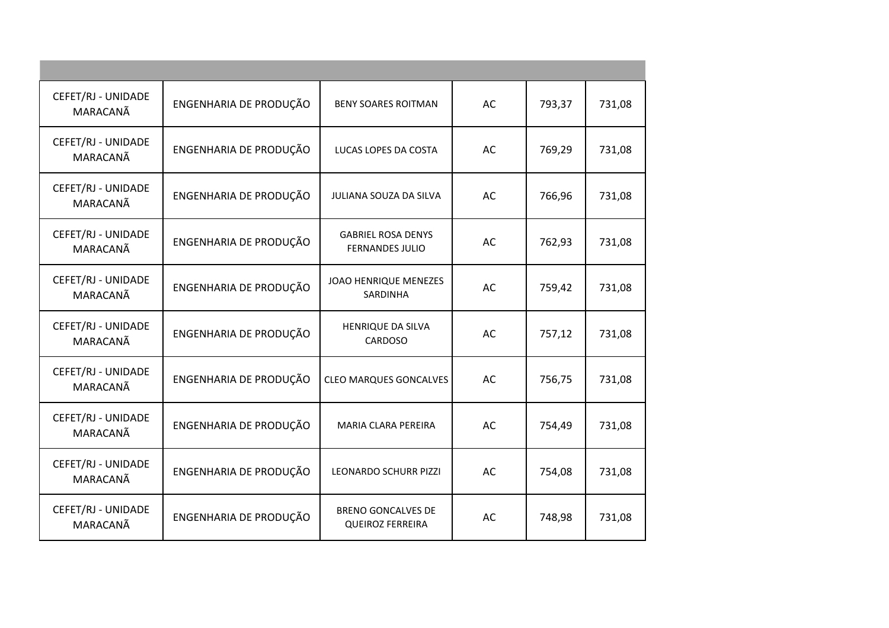| | | | | | |
|---|---|---|---|---|---|
| CEFET/RJ - UNIDADE MARACANÃ | ENGENHARIA DE PRODUÇÃO | BENY SOARES ROITMAN | AC | 793,37 | 731,08 |
| CEFET/RJ - UNIDADE MARACANÃ | ENGENHARIA DE PRODUÇÃO | LUCAS LOPES DA COSTA | AC | 769,29 | 731,08 |
| CEFET/RJ - UNIDADE MARACANÃ | ENGENHARIA DE PRODUÇÃO | JULIANA SOUZA DA SILVA | AC | 766,96 | 731,08 |
| CEFET/RJ - UNIDADE MARACANÃ | ENGENHARIA DE PRODUÇÃO | GABRIEL ROSA DENYS FERNANDES JULIO | AC | 762,93 | 731,08 |
| CEFET/RJ - UNIDADE MARACANÃ | ENGENHARIA DE PRODUÇÃO | JOAO HENRIQUE MENEZES SARDINHA | AC | 759,42 | 731,08 |
| CEFET/RJ - UNIDADE MARACANÃ | ENGENHARIA DE PRODUÇÃO | HENRIQUE DA SILVA CARDOSO | AC | 757,12 | 731,08 |
| CEFET/RJ - UNIDADE MARACANÃ | ENGENHARIA DE PRODUÇÃO | CLEO MARQUES GONCALVES | AC | 756,75 | 731,08 |
| CEFET/RJ - UNIDADE MARACANÃ | ENGENHARIA DE PRODUÇÃO | MARIA CLARA PEREIRA | AC | 754,49 | 731,08 |
| CEFET/RJ - UNIDADE MARACANÃ | ENGENHARIA DE PRODUÇÃO | LEONARDO SCHURR PIZZI | AC | 754,08 | 731,08 |
| CEFET/RJ - UNIDADE MARACANÃ | ENGENHARIA DE PRODUÇÃO | BRENO GONCALVES DE QUEIROZ FERREIRA | AC | 748,98 | 731,08 |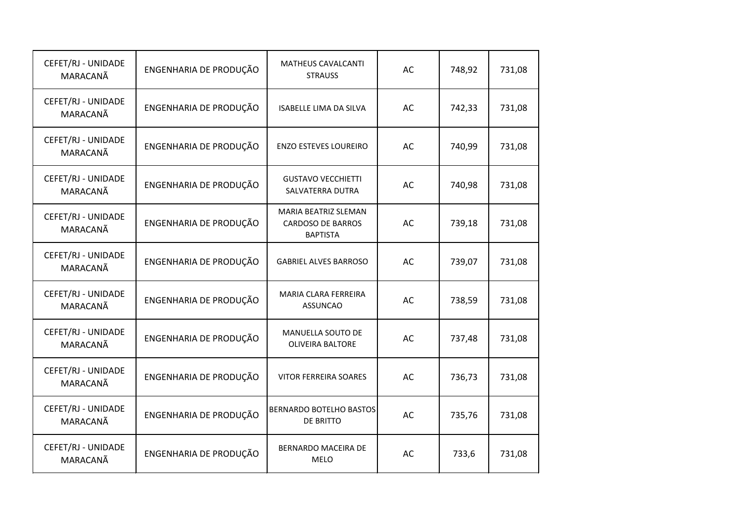| | | | | | |
|---|---|---|---|---|---|
| CEFET/RJ - UNIDADE MARACANÃ | ENGENHARIA DE PRODUÇÃO | MATHEUS CAVALCANTI STRAUSS | AC | 748,92 | 731,08 |
| CEFET/RJ - UNIDADE MARACANÃ | ENGENHARIA DE PRODUÇÃO | ISABELLE LIMA DA SILVA | AC | 742,33 | 731,08 |
| CEFET/RJ - UNIDADE MARACANÃ | ENGENHARIA DE PRODUÇÃO | ENZO ESTEVES LOUREIRO | AC | 740,99 | 731,08 |
| CEFET/RJ - UNIDADE MARACANÃ | ENGENHARIA DE PRODUÇÃO | GUSTAVO VECCHIETTI SALVATERRA DUTRA | AC | 740,98 | 731,08 |
| CEFET/RJ - UNIDADE MARACANÃ | ENGENHARIA DE PRODUÇÃO | MARIA BEATRIZ SLEMAN CARDOSO DE BARROS BAPTISTA | AC | 739,18 | 731,08 |
| CEFET/RJ - UNIDADE MARACANÃ | ENGENHARIA DE PRODUÇÃO | GABRIEL ALVES BARROSO | AC | 739,07 | 731,08 |
| CEFET/RJ - UNIDADE MARACANÃ | ENGENHARIA DE PRODUÇÃO | MARIA CLARA FERREIRA ASSUNCAO | AC | 738,59 | 731,08 |
| CEFET/RJ - UNIDADE MARACANÃ | ENGENHARIA DE PRODUÇÃO | MANUELLA SOUTO DE OLIVEIRA BALTORE | AC | 737,48 | 731,08 |
| CEFET/RJ - UNIDADE MARACANÃ | ENGENHARIA DE PRODUÇÃO | VITOR FERREIRA SOARES | AC | 736,73 | 731,08 |
| CEFET/RJ - UNIDADE MARACANÃ | ENGENHARIA DE PRODUÇÃO | BERNARDO BOTELHO BASTOS DE BRITTO | AC | 735,76 | 731,08 |
| CEFET/RJ - UNIDADE MARACANÃ | ENGENHARIA DE PRODUÇÃO | BERNARDO MACEIRA DE MELO | AC | 733,6 | 731,08 |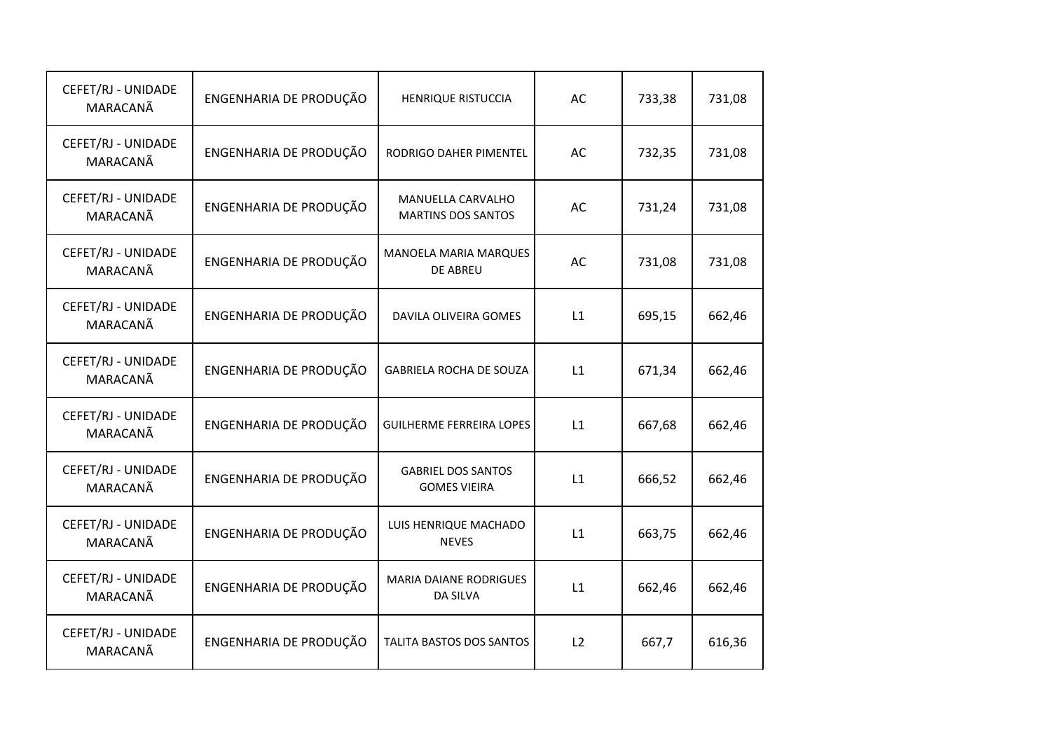| | | | | | |
|---|---|---|---|---|---|
| CEFET/RJ - UNIDADE MARACANÃ | ENGENHARIA DE PRODUÇÃO | HENRIQUE RISTUCCIA | AC | 733,38 | 731,08 |
| CEFET/RJ - UNIDADE MARACANÃ | ENGENHARIA DE PRODUÇÃO | RODRIGO DAHER PIMENTEL | AC | 732,35 | 731,08 |
| CEFET/RJ - UNIDADE MARACANÃ | ENGENHARIA DE PRODUÇÃO | MANUELLA CARVALHO MARTINS DOS SANTOS | AC | 731,24 | 731,08 |
| CEFET/RJ - UNIDADE MARACANÃ | ENGENHARIA DE PRODUÇÃO | MANOELA MARIA MARQUES DE ABREU | AC | 731,08 | 731,08 |
| CEFET/RJ - UNIDADE MARACANÃ | ENGENHARIA DE PRODUÇÃO | DAVILA OLIVEIRA GOMES | L1 | 695,15 | 662,46 |
| CEFET/RJ - UNIDADE MARACANÃ | ENGENHARIA DE PRODUÇÃO | GABRIELA ROCHA DE SOUZA | L1 | 671,34 | 662,46 |
| CEFET/RJ - UNIDADE MARACANÃ | ENGENHARIA DE PRODUÇÃO | GUILHERME FERREIRA LOPES | L1 | 667,68 | 662,46 |
| CEFET/RJ - UNIDADE MARACANÃ | ENGENHARIA DE PRODUÇÃO | GABRIEL DOS SANTOS GOMES VIEIRA | L1 | 666,52 | 662,46 |
| CEFET/RJ - UNIDADE MARACANÃ | ENGENHARIA DE PRODUÇÃO | LUIS HENRIQUE MACHADO NEVES | L1 | 663,75 | 662,46 |
| CEFET/RJ - UNIDADE MARACANÃ | ENGENHARIA DE PRODUÇÃO | MARIA DAIANE RODRIGUES DA SILVA | L1 | 662,46 | 662,46 |
| CEFET/RJ - UNIDADE MARACANÃ | ENGENHARIA DE PRODUÇÃO | TALITA BASTOS DOS SANTOS | L2 | 667,7 | 616,36 |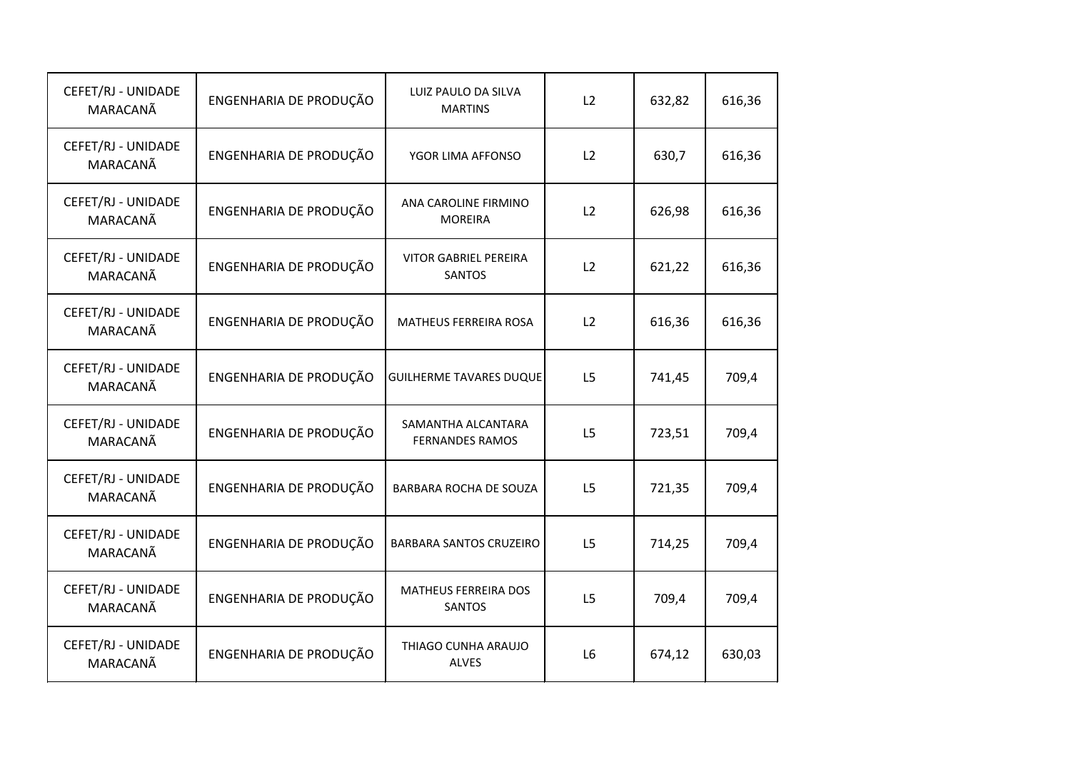| | | | | | |
|---|---|---|---|---|---|
| CEFET/RJ - UNIDADE MARACANÃ | ENGENHARIA DE PRODUÇÃO | LUIZ PAULO DA SILVA MARTINS | L2 | 632,82 | 616,36 |
| CEFET/RJ - UNIDADE MARACANÃ | ENGENHARIA DE PRODUÇÃO | YGOR LIMA AFFONSO | L2 | 630,7 | 616,36 |
| CEFET/RJ - UNIDADE MARACANÃ | ENGENHARIA DE PRODUÇÃO | ANA CAROLINE FIRMINO MOREIRA | L2 | 626,98 | 616,36 |
| CEFET/RJ - UNIDADE MARACANÃ | ENGENHARIA DE PRODUÇÃO | VITOR GABRIEL PEREIRA SANTOS | L2 | 621,22 | 616,36 |
| CEFET/RJ - UNIDADE MARACANÃ | ENGENHARIA DE PRODUÇÃO | MATHEUS FERREIRA ROSA | L2 | 616,36 | 616,36 |
| CEFET/RJ - UNIDADE MARACANÃ | ENGENHARIA DE PRODUÇÃO | GUILHERME TAVARES DUQUE | L5 | 741,45 | 709,4 |
| CEFET/RJ - UNIDADE MARACANÃ | ENGENHARIA DE PRODUÇÃO | SAMANTHA ALCANTARA FERNANDES RAMOS | L5 | 723,51 | 709,4 |
| CEFET/RJ - UNIDADE MARACANÃ | ENGENHARIA DE PRODUÇÃO | BARBARA ROCHA DE SOUZA | L5 | 721,35 | 709,4 |
| CEFET/RJ - UNIDADE MARACANÃ | ENGENHARIA DE PRODUÇÃO | BARBARA SANTOS CRUZEIRO | L5 | 714,25 | 709,4 |
| CEFET/RJ - UNIDADE MARACANÃ | ENGENHARIA DE PRODUÇÃO | MATHEUS FERREIRA DOS SANTOS | L5 | 709,4 | 709,4 |
| CEFET/RJ - UNIDADE MARACANÃ | ENGENHARIA DE PRODUÇÃO | THIAGO CUNHA ARAUJO ALVES | L6 | 674,12 | 630,03 |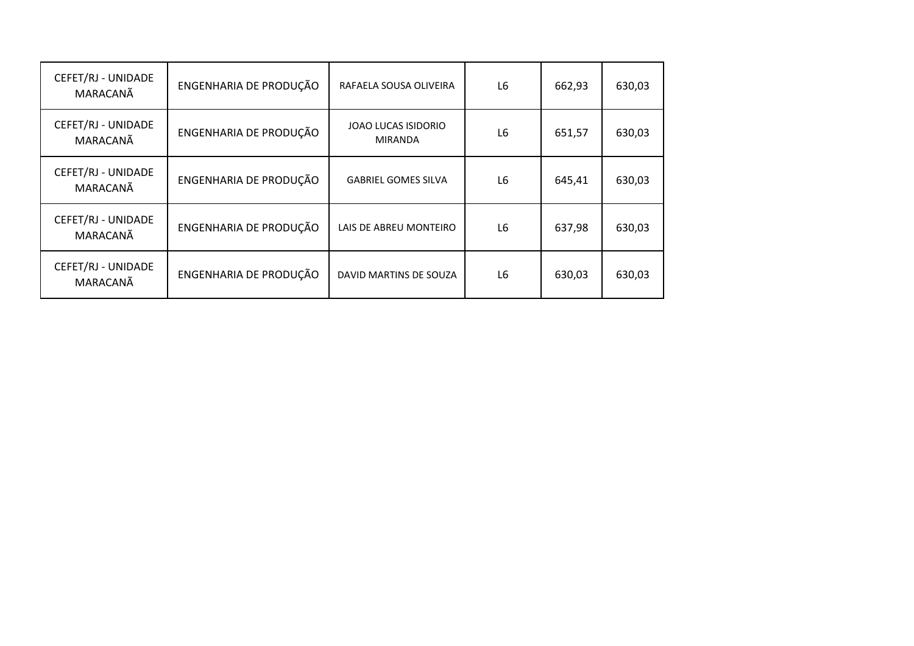| | | | | | |
|---|---|---|---|---|---|
| CEFET/RJ - UNIDADE MARACANÃ | ENGENHARIA DE PRODUÇÃO | RAFAELA SOUSA OLIVEIRA | L6 | 662,93 | 630,03 |
| CEFET/RJ - UNIDADE MARACANÃ | ENGENHARIA DE PRODUÇÃO | JOAO LUCAS ISIDORIO MIRANDA | L6 | 651,57 | 630,03 |
| CEFET/RJ - UNIDADE MARACANÃ | ENGENHARIA DE PRODUÇÃO | GABRIEL GOMES SILVA | L6 | 645,41 | 630,03 |
| CEFET/RJ - UNIDADE MARACANÃ | ENGENHARIA DE PRODUÇÃO | LAIS DE ABREU MONTEIRO | L6 | 637,98 | 630,03 |
| CEFET/RJ - UNIDADE MARACANÃ | ENGENHARIA DE PRODUÇÃO | DAVID MARTINS DE SOUZA | L6 | 630,03 | 630,03 |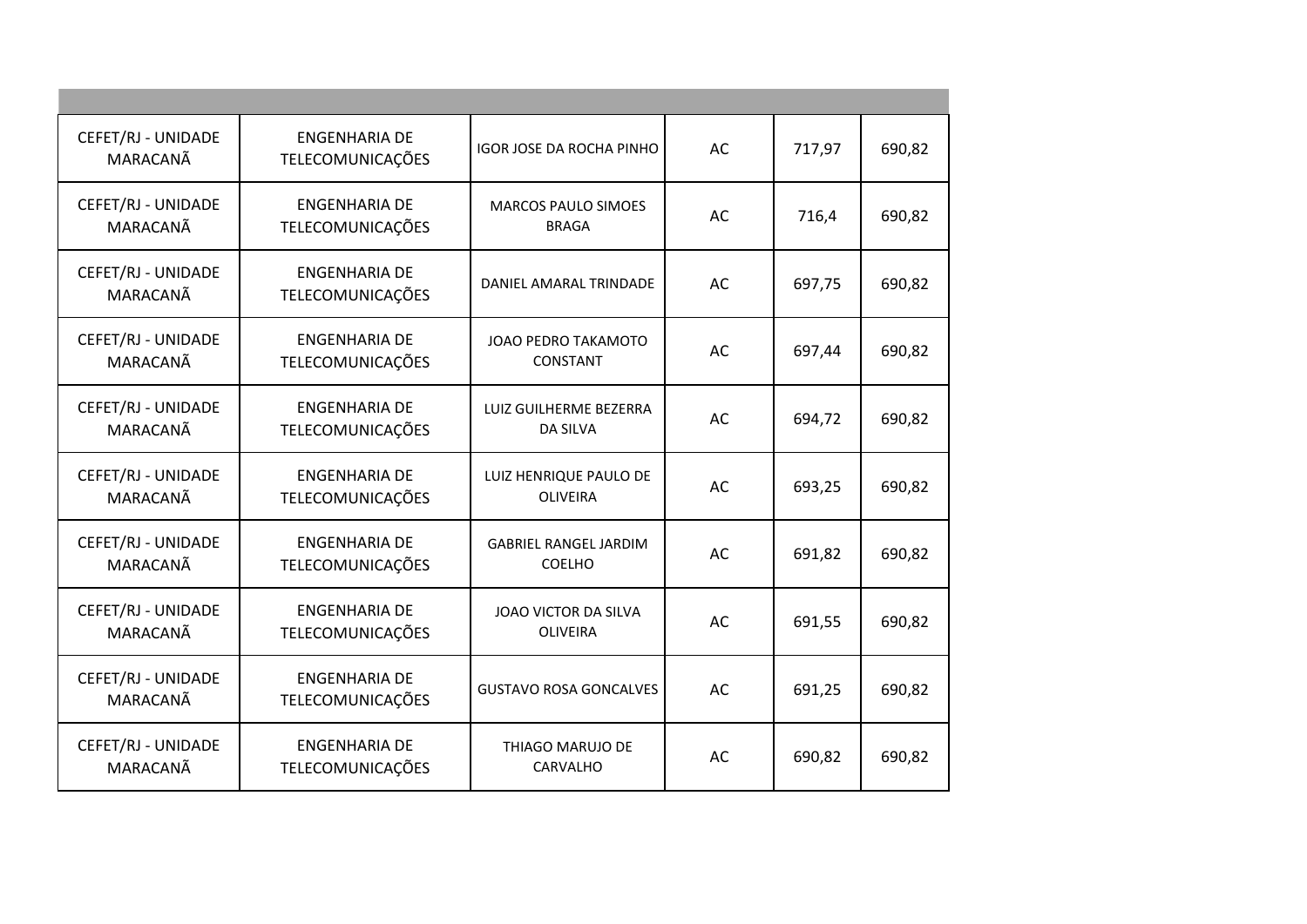| | | | | | |
|---|---|---|---|---|---|
| CEFET/RJ - UNIDADE MARACANÃ | ENGENHARIA DE TELECOMUNICAÇÕES | IGOR JOSE DA ROCHA PINHO | AC | 717,97 | 690,82 |
| CEFET/RJ - UNIDADE MARACANÃ | ENGENHARIA DE TELECOMUNICAÇÕES | MARCOS PAULO SIMOES BRAGA | AC | 716,4 | 690,82 |
| CEFET/RJ - UNIDADE MARACANÃ | ENGENHARIA DE TELECOMUNICAÇÕES | DANIEL AMARAL TRINDADE | AC | 697,75 | 690,82 |
| CEFET/RJ - UNIDADE MARACANÃ | ENGENHARIA DE TELECOMUNICAÇÕES | JOAO PEDRO TAKAMOTO CONSTANT | AC | 697,44 | 690,82 |
| CEFET/RJ - UNIDADE MARACANÃ | ENGENHARIA DE TELECOMUNICAÇÕES | LUIZ GUILHERME BEZERRA DA SILVA | AC | 694,72 | 690,82 |
| CEFET/RJ - UNIDADE MARACANÃ | ENGENHARIA DE TELECOMUNICAÇÕES | LUIZ HENRIQUE PAULO DE OLIVEIRA | AC | 693,25 | 690,82 |
| CEFET/RJ - UNIDADE MARACANÃ | ENGENHARIA DE TELECOMUNICAÇÕES | GABRIEL RANGEL JARDIM COELHO | AC | 691,82 | 690,82 |
| CEFET/RJ - UNIDADE MARACANÃ | ENGENHARIA DE TELECOMUNICAÇÕES | JOAO VICTOR DA SILVA OLIVEIRA | AC | 691,55 | 690,82 |
| CEFET/RJ - UNIDADE MARACANÃ | ENGENHARIA DE TELECOMUNICAÇÕES | GUSTAVO ROSA GONCALVES | AC | 691,25 | 690,82 |
| CEFET/RJ - UNIDADE MARACANÃ | ENGENHARIA DE TELECOMUNICAÇÕES | THIAGO MARUJO DE CARVALHO | AC | 690,82 | 690,82 |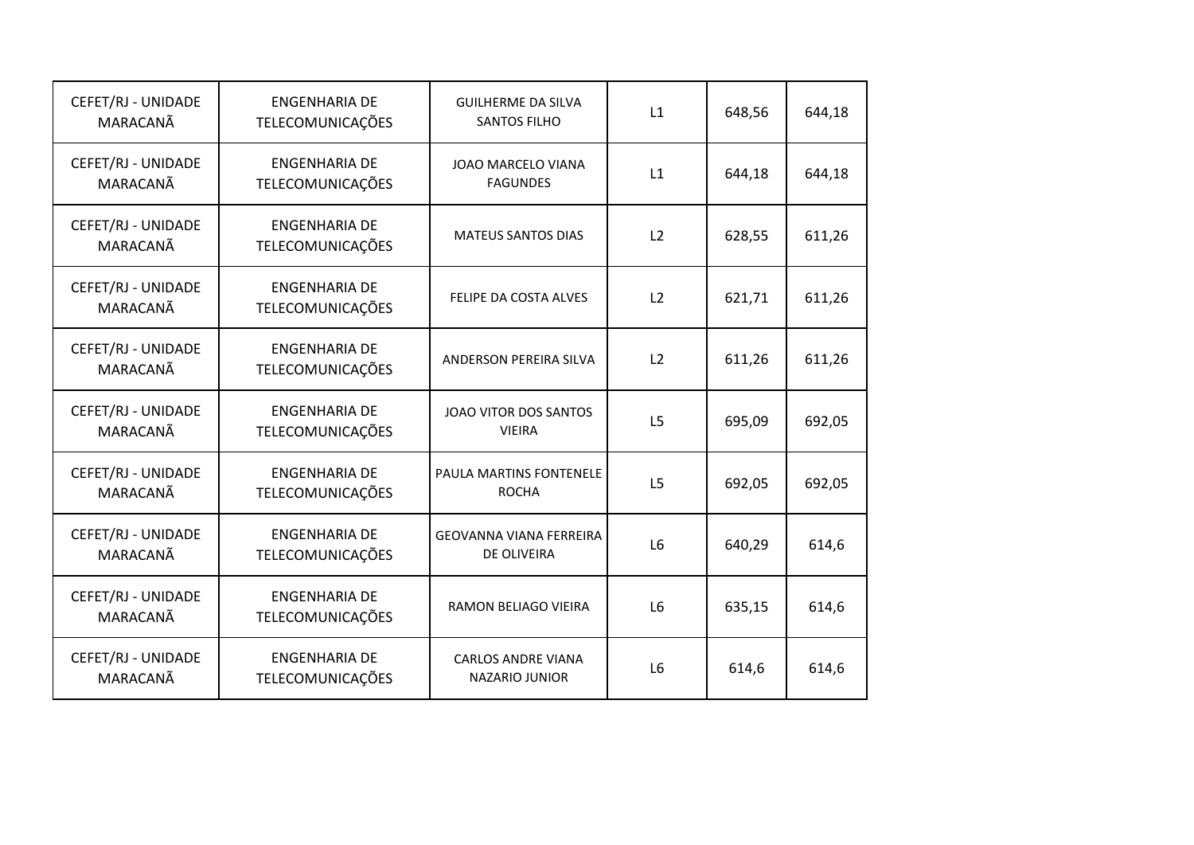| CEFET/RJ - UNIDADE MARACANÃ | ENGENHARIA DE TELECOMUNICAÇÕES | GUILHERME DA SILVA SANTOS FILHO | L1 | 648,56 | 644,18 |
|---|---|---|---|---|---|
| CEFET/RJ - UNIDADE MARACANÃ | ENGENHARIA DE TELECOMUNICAÇÕES | JOAO MARCELO VIANA FAGUNDES | L1 | 644,18 | 644,18 |
| CEFET/RJ - UNIDADE MARACANÃ | ENGENHARIA DE TELECOMUNICAÇÕES | MATEUS SANTOS DIAS | L2 | 628,55 | 611,26 |
| CEFET/RJ - UNIDADE MARACANÃ | ENGENHARIA DE TELECOMUNICAÇÕES | FELIPE DA COSTA ALVES | L2 | 621,71 | 611,26 |
| CEFET/RJ - UNIDADE MARACANÃ | ENGENHARIA DE TELECOMUNICAÇÕES | ANDERSON PEREIRA SILVA | L2 | 611,26 | 611,26 |
| CEFET/RJ - UNIDADE MARACANÃ | ENGENHARIA DE TELECOMUNICAÇÕES | JOAO VITOR DOS SANTOS VIEIRA | L5 | 695,09 | 692,05 |
| CEFET/RJ - UNIDADE MARACANÃ | ENGENHARIA DE TELECOMUNICAÇÕES | PAULA MARTINS FONTENELE ROCHA | L5 | 692,05 | 692,05 |
| CEFET/RJ - UNIDADE MARACANÃ | ENGENHARIA DE TELECOMUNICAÇÕES | GEOVANNA VIANA FERREIRA DE OLIVEIRA | L6 | 640,29 | 614,6 |
| CEFET/RJ - UNIDADE MARACANÃ | ENGENHARIA DE TELECOMUNICAÇÕES | RAMON BELIAGO VIEIRA | L6 | 635,15 | 614,6 |
| CEFET/RJ - UNIDADE MARACANÃ | ENGENHARIA DE TELECOMUNICAÇÕES | CARLOS ANDRE VIANA NAZARIO JUNIOR | L6 | 614,6 | 614,6 |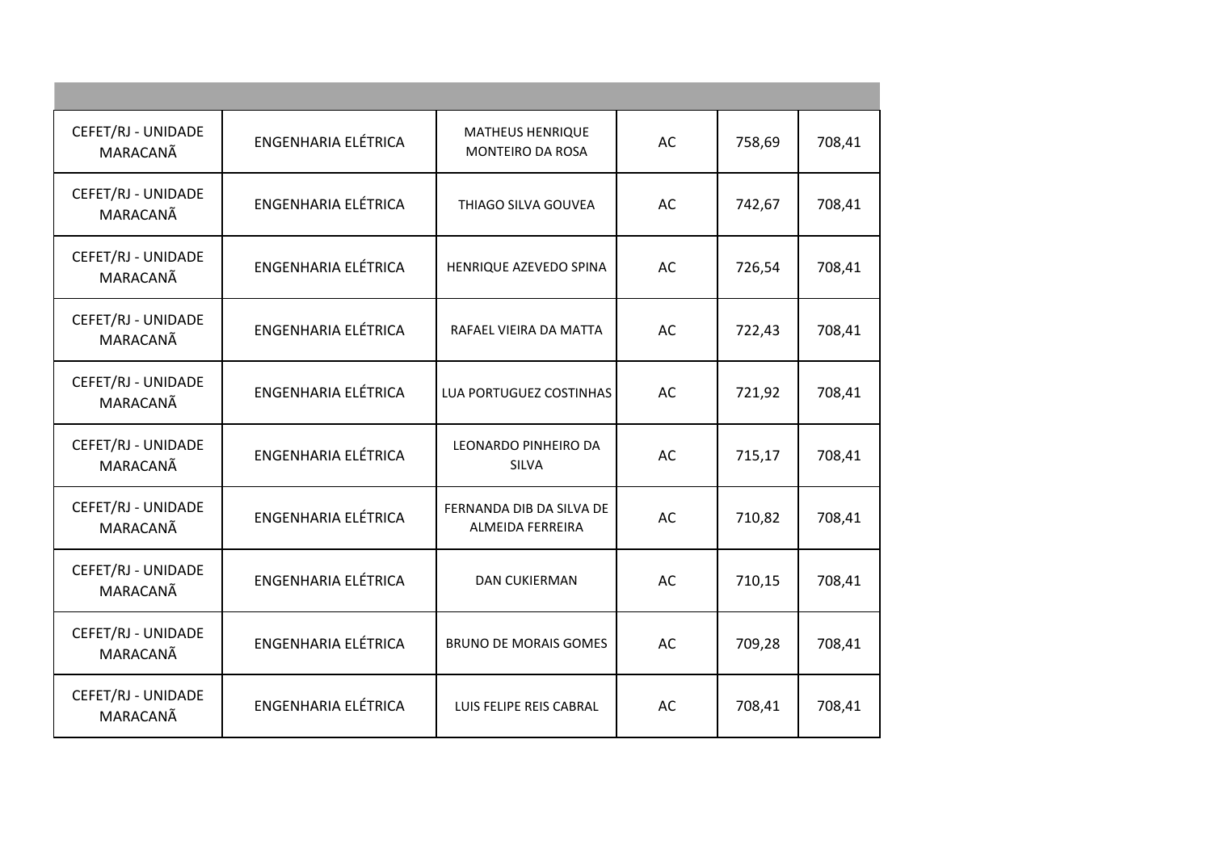| | | | | | |
|---|---|---|---|---|---|
| CEFET/RJ - UNIDADE MARACANÃ | ENGENHARIA ELÉTRICA | MATHEUS HENRIQUE MONTEIRO DA ROSA | AC | 758,69 | 708,41 |
| CEFET/RJ - UNIDADE MARACANÃ | ENGENHARIA ELÉTRICA | THIAGO SILVA GOUVEA | AC | 742,67 | 708,41 |
| CEFET/RJ - UNIDADE MARACANÃ | ENGENHARIA ELÉTRICA | HENRIQUE AZEVEDO SPINA | AC | 726,54 | 708,41 |
| CEFET/RJ - UNIDADE MARACANÃ | ENGENHARIA ELÉTRICA | RAFAEL VIEIRA DA MATTA | AC | 722,43 | 708,41 |
| CEFET/RJ - UNIDADE MARACANÃ | ENGENHARIA ELÉTRICA | LUA PORTUGUEZ COSTINHAS | AC | 721,92 | 708,41 |
| CEFET/RJ - UNIDADE MARACANÃ | ENGENHARIA ELÉTRICA | LEONARDO PINHEIRO DA SILVA | AC | 715,17 | 708,41 |
| CEFET/RJ - UNIDADE MARACANÃ | ENGENHARIA ELÉTRICA | FERNANDA DIB DA SILVA DE ALMEIDA FERREIRA | AC | 710,82 | 708,41 |
| CEFET/RJ - UNIDADE MARACANÃ | ENGENHARIA ELÉTRICA | DAN CUKIERMAN | AC | 710,15 | 708,41 |
| CEFET/RJ - UNIDADE MARACANÃ | ENGENHARIA ELÉTRICA | BRUNO DE MORAIS GOMES | AC | 709,28 | 708,41 |
| CEFET/RJ - UNIDADE MARACANÃ | ENGENHARIA ELÉTRICA | LUIS FELIPE REIS CABRAL | AC | 708,41 | 708,41 |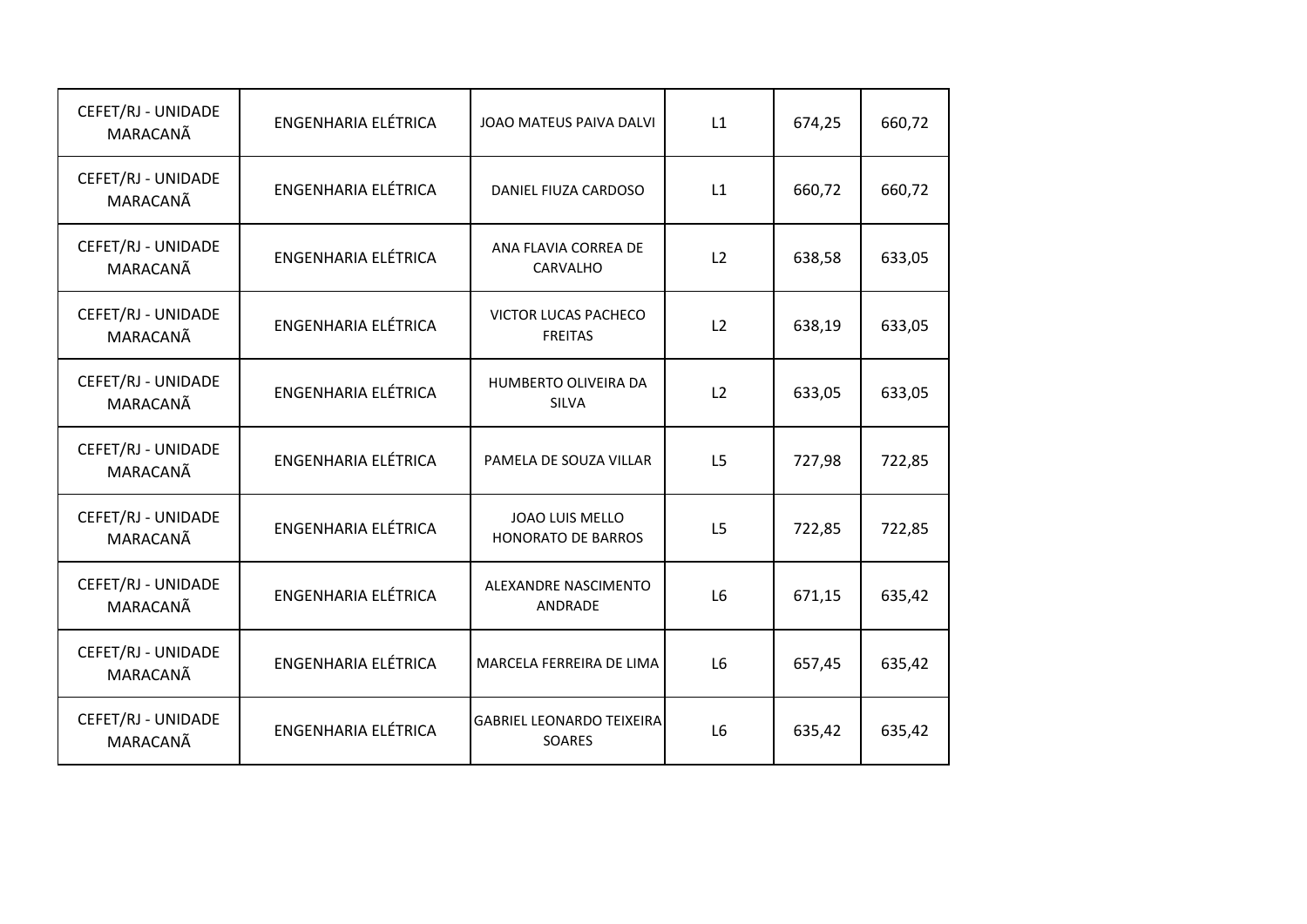| | | | | | |
|---|---|---|---|---|---|
| CEFET/RJ - UNIDADE MARACANÃ | ENGENHARIA ELÉTRICA | JOAO MATEUS PAIVA DALVI | L1 | 674,25 | 660,72 |
| CEFET/RJ - UNIDADE MARACANÃ | ENGENHARIA ELÉTRICA | DANIEL FIUZA CARDOSO | L1 | 660,72 | 660,72 |
| CEFET/RJ - UNIDADE MARACANÃ | ENGENHARIA ELÉTRICA | ANA FLAVIA CORREA DE CARVALHO | L2 | 638,58 | 633,05 |
| CEFET/RJ - UNIDADE MARACANÃ | ENGENHARIA ELÉTRICA | VICTOR LUCAS PACHECO FREITAS | L2 | 638,19 | 633,05 |
| CEFET/RJ - UNIDADE MARACANÃ | ENGENHARIA ELÉTRICA | HUMBERTO OLIVEIRA DA SILVA | L2 | 633,05 | 633,05 |
| CEFET/RJ - UNIDADE MARACANÃ | ENGENHARIA ELÉTRICA | PAMELA DE SOUZA VILLAR | L5 | 727,98 | 722,85 |
| CEFET/RJ - UNIDADE MARACANÃ | ENGENHARIA ELÉTRICA | JOAO LUIS MELLO HONORATO DE BARROS | L5 | 722,85 | 722,85 |
| CEFET/RJ - UNIDADE MARACANÃ | ENGENHARIA ELÉTRICA | ALEXANDRE NASCIMENTO ANDRADE | L6 | 671,15 | 635,42 |
| CEFET/RJ - UNIDADE MARACANÃ | ENGENHARIA ELÉTRICA | MARCELA FERREIRA DE LIMA | L6 | 657,45 | 635,42 |
| CEFET/RJ - UNIDADE MARACANÃ | ENGENHARIA ELÉTRICA | GABRIEL LEONARDO TEIXEIRA SOARES | L6 | 635,42 | 635,42 |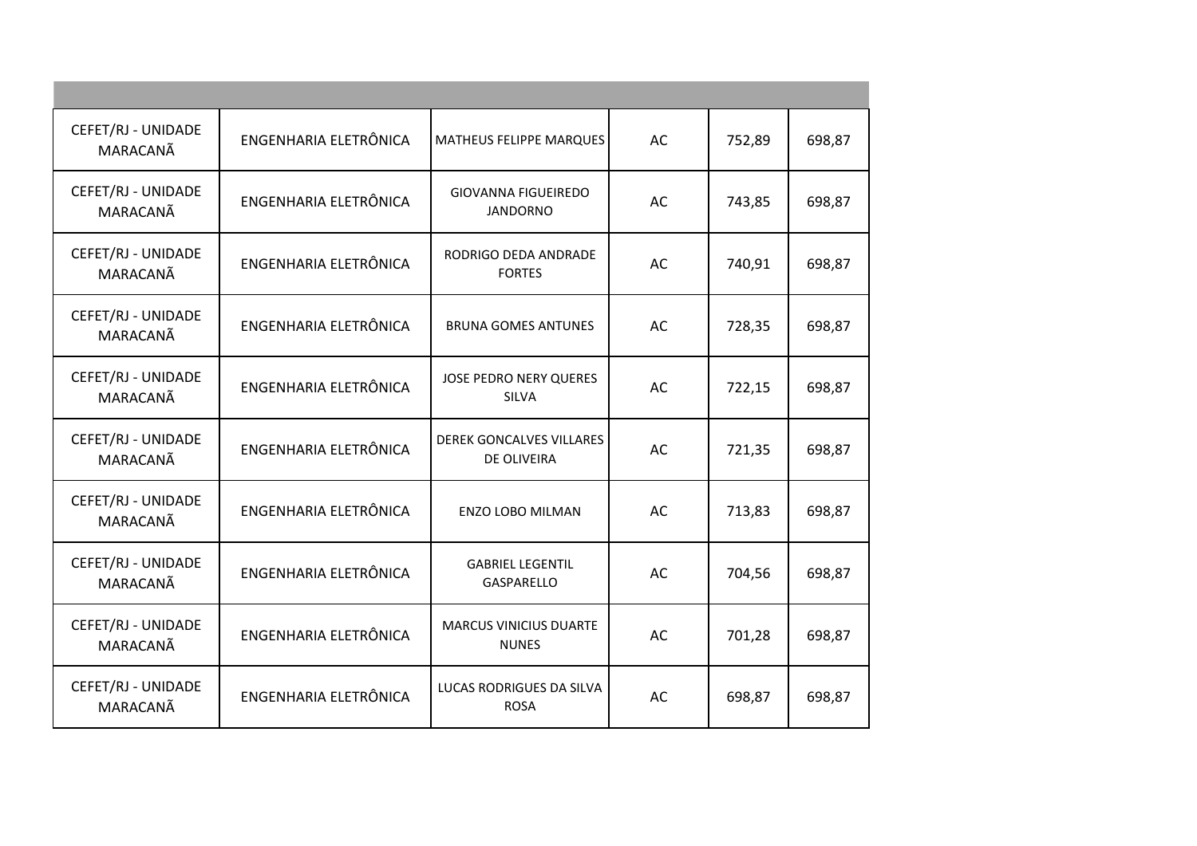| | | | | | |
|---|---|---|---|---|---|
| CEFET/RJ - UNIDADE MARACANÃ | ENGENHARIA ELETRÔNICA | MATHEUS FELIPPE MARQUES | AC | 752,89 | 698,87 |
| CEFET/RJ - UNIDADE MARACANÃ | ENGENHARIA ELETRÔNICA | GIOVANNA FIGUEIREDO JANDORNO | AC | 743,85 | 698,87 |
| CEFET/RJ - UNIDADE MARACANÃ | ENGENHARIA ELETRÔNICA | RODRIGO DEDA ANDRADE FORTES | AC | 740,91 | 698,87 |
| CEFET/RJ - UNIDADE MARACANÃ | ENGENHARIA ELETRÔNICA | BRUNA GOMES ANTUNES | AC | 728,35 | 698,87 |
| CEFET/RJ - UNIDADE MARACANÃ | ENGENHARIA ELETRÔNICA | JOSE PEDRO NERY QUERES SILVA | AC | 722,15 | 698,87 |
| CEFET/RJ - UNIDADE MARACANÃ | ENGENHARIA ELETRÔNICA | DEREK GONCALVES VILLARES DE OLIVEIRA | AC | 721,35 | 698,87 |
| CEFET/RJ - UNIDADE MARACANÃ | ENGENHARIA ELETRÔNICA | ENZO LOBO MILMAN | AC | 713,83 | 698,87 |
| CEFET/RJ - UNIDADE MARACANÃ | ENGENHARIA ELETRÔNICA | GABRIEL LEGENTIL GASPARELLO | AC | 704,56 | 698,87 |
| CEFET/RJ - UNIDADE MARACANÃ | ENGENHARIA ELETRÔNICA | MARCUS VINICIUS DUARTE NUNES | AC | 701,28 | 698,87 |
| CEFET/RJ - UNIDADE MARACANÃ | ENGENHARIA ELETRÔNICA | LUCAS RODRIGUES DA SILVA ROSA | AC | 698,87 | 698,87 |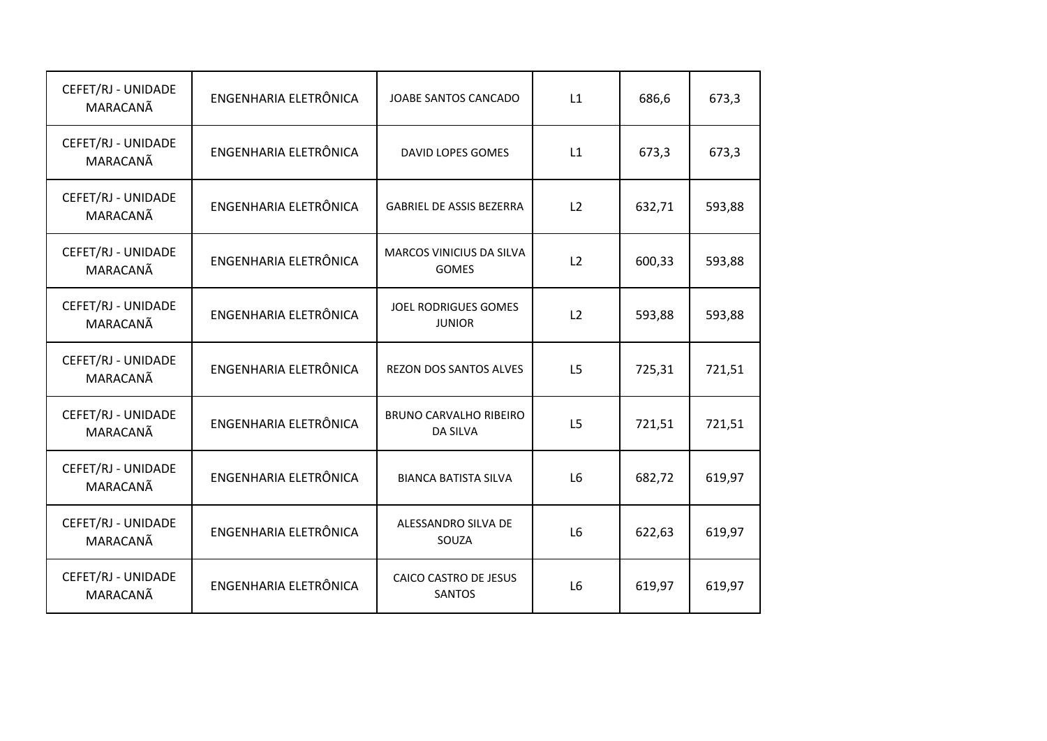| CEFET/RJ - UNIDADE MARACANÃ | ENGENHARIA ELETRÔNICA | JOABE SANTOS CANCADO | L1 | 686,6 | 673,3 |
|---|---|---|---|---|---|
| CEFET/RJ - UNIDADE MARACANÃ | ENGENHARIA ELETRÔNICA | DAVID LOPES GOMES | L1 | 673,3 | 673,3 |
| CEFET/RJ - UNIDADE MARACANÃ | ENGENHARIA ELETRÔNICA | GABRIEL DE ASSIS BEZERRA | L2 | 632,71 | 593,88 |
| CEFET/RJ - UNIDADE MARACANÃ | ENGENHARIA ELETRÔNICA | MARCOS VINICIUS DA SILVA GOMES | L2 | 600,33 | 593,88 |
| CEFET/RJ - UNIDADE MARACANÃ | ENGENHARIA ELETRÔNICA | JOEL RODRIGUES GOMES JUNIOR | L2 | 593,88 | 593,88 |
| CEFET/RJ - UNIDADE MARACANÃ | ENGENHARIA ELETRÔNICA | REZON DOS SANTOS ALVES | L5 | 725,31 | 721,51 |
| CEFET/RJ - UNIDADE MARACANÃ | ENGENHARIA ELETRÔNICA | BRUNO CARVALHO RIBEIRO DA SILVA | L5 | 721,51 | 721,51 |
| CEFET/RJ - UNIDADE MARACANÃ | ENGENHARIA ELETRÔNICA | BIANCA BATISTA SILVA | L6 | 682,72 | 619,97 |
| CEFET/RJ - UNIDADE MARACANÃ | ENGENHARIA ELETRÔNICA | ALESSANDRO SILVA DE SOUZA | L6 | 622,63 | 619,97 |
| CEFET/RJ - UNIDADE MARACANÃ | ENGENHARIA ELETRÔNICA | CAICO CASTRO DE JESUS SANTOS | L6 | 619,97 | 619,97 |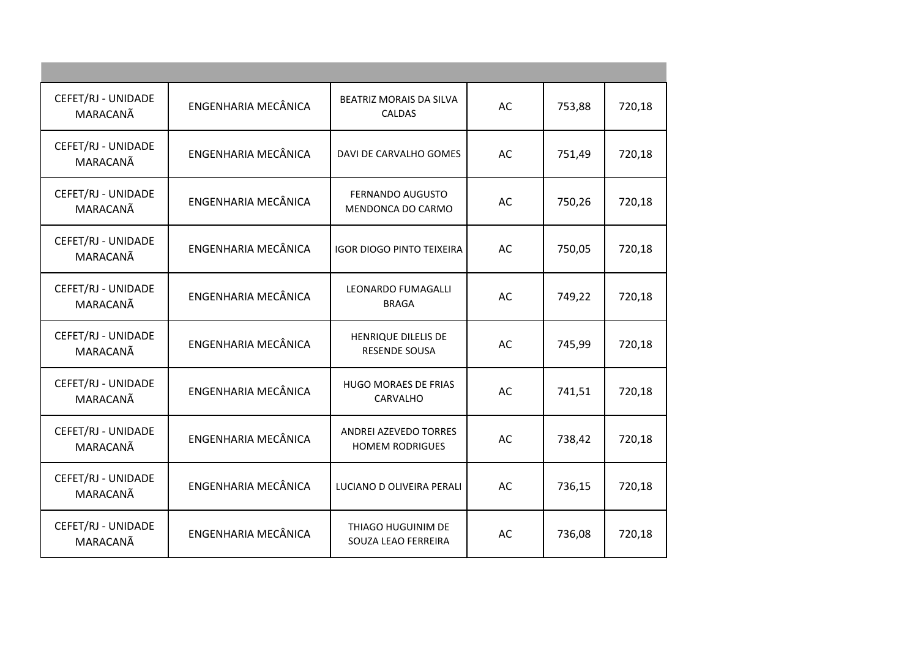| | | | | | |
|---|---|---|---|---|---|
| CEFET/RJ - UNIDADE MARACANÃ | ENGENHARIA MECÂNICA | BEATRIZ MORAIS DA SILVA CALDAS | AC | 753,88 | 720,18 |
| CEFET/RJ - UNIDADE MARACANÃ | ENGENHARIA MECÂNICA | DAVI DE CARVALHO GOMES | AC | 751,49 | 720,18 |
| CEFET/RJ - UNIDADE MARACANÃ | ENGENHARIA MECÂNICA | FERNANDO AUGUSTO MENDONCA DO CARMO | AC | 750,26 | 720,18 |
| CEFET/RJ - UNIDADE MARACANÃ | ENGENHARIA MECÂNICA | IGOR DIOGO PINTO TEIXEIRA | AC | 750,05 | 720,18 |
| CEFET/RJ - UNIDADE MARACANÃ | ENGENHARIA MECÂNICA | LEONARDO FUMAGALLI BRAGA | AC | 749,22 | 720,18 |
| CEFET/RJ - UNIDADE MARACANÃ | ENGENHARIA MECÂNICA | HENRIQUE DILELIS DE RESENDE SOUSA | AC | 745,99 | 720,18 |
| CEFET/RJ - UNIDADE MARACANÃ | ENGENHARIA MECÂNICA | HUGO MORAES DE FRIAS CARVALHO | AC | 741,51 | 720,18 |
| CEFET/RJ - UNIDADE MARACANÃ | ENGENHARIA MECÂNICA | ANDREI AZEVEDO TORRES HOMEM RODRIGUES | AC | 738,42 | 720,18 |
| CEFET/RJ - UNIDADE MARACANÃ | ENGENHARIA MECÂNICA | LUCIANO D OLIVEIRA PERALI | AC | 736,15 | 720,18 |
| CEFET/RJ - UNIDADE MARACANÃ | ENGENHARIA MECÂNICA | THIAGO HUGUINIM DE SOUZA LEAO FERREIRA | AC | 736,08 | 720,18 |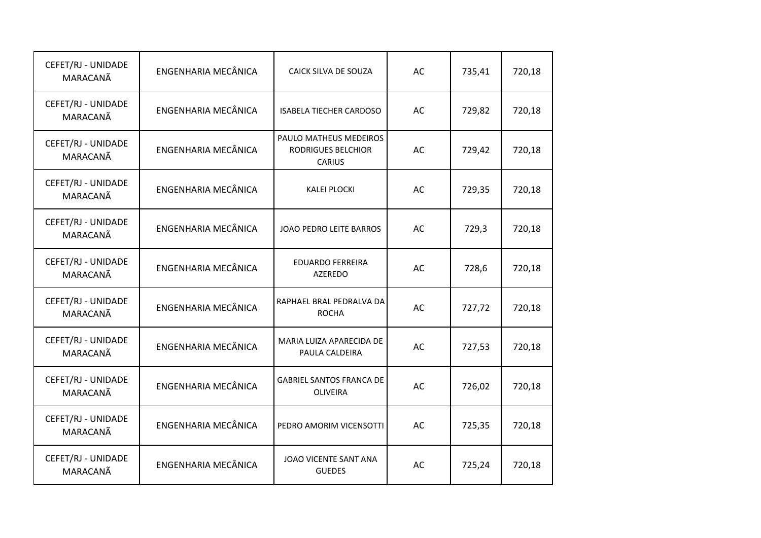| | | | | | |
|---|---|---|---|---|---|
| CEFET/RJ - UNIDADE MARACANÃ | ENGENHARIA MECÂNICA | CAICK SILVA DE SOUZA | AC | 735,41 | 720,18 |
| CEFET/RJ - UNIDADE MARACANÃ | ENGENHARIA MECÂNICA | ISABELA TIECHER CARDOSO | AC | 729,82 | 720,18 |
| CEFET/RJ - UNIDADE MARACANÃ | ENGENHARIA MECÂNICA | PAULO MATHEUS MEDEIROS RODRIGUES BELCHIOR CARIUS | AC | 729,42 | 720,18 |
| CEFET/RJ - UNIDADE MARACANÃ | ENGENHARIA MECÂNICA | KALEI PLOCKI | AC | 729,35 | 720,18 |
| CEFET/RJ - UNIDADE MARACANÃ | ENGENHARIA MECÂNICA | JOAO PEDRO LEITE BARROS | AC | 729,3 | 720,18 |
| CEFET/RJ - UNIDADE MARACANÃ | ENGENHARIA MECÂNICA | EDUARDO FERREIRA AZEREDO | AC | 728,6 | 720,18 |
| CEFET/RJ - UNIDADE MARACANÃ | ENGENHARIA MECÂNICA | RAPHAEL BRAL PEDRALVA DA ROCHA | AC | 727,72 | 720,18 |
| CEFET/RJ - UNIDADE MARACANÃ | ENGENHARIA MECÂNICA | MARIA LUIZA APARECIDA DE PAULA CALDEIRA | AC | 727,53 | 720,18 |
| CEFET/RJ - UNIDADE MARACANÃ | ENGENHARIA MECÂNICA | GABRIEL SANTOS FRANCA DE OLIVEIRA | AC | 726,02 | 720,18 |
| CEFET/RJ - UNIDADE MARACANÃ | ENGENHARIA MECÂNICA | PEDRO AMORIM VICENSOTTI | AC | 725,35 | 720,18 |
| CEFET/RJ - UNIDADE MARACANÃ | ENGENHARIA MECÂNICA | JOAO VICENTE SANT ANA GUEDES | AC | 725,24 | 720,18 |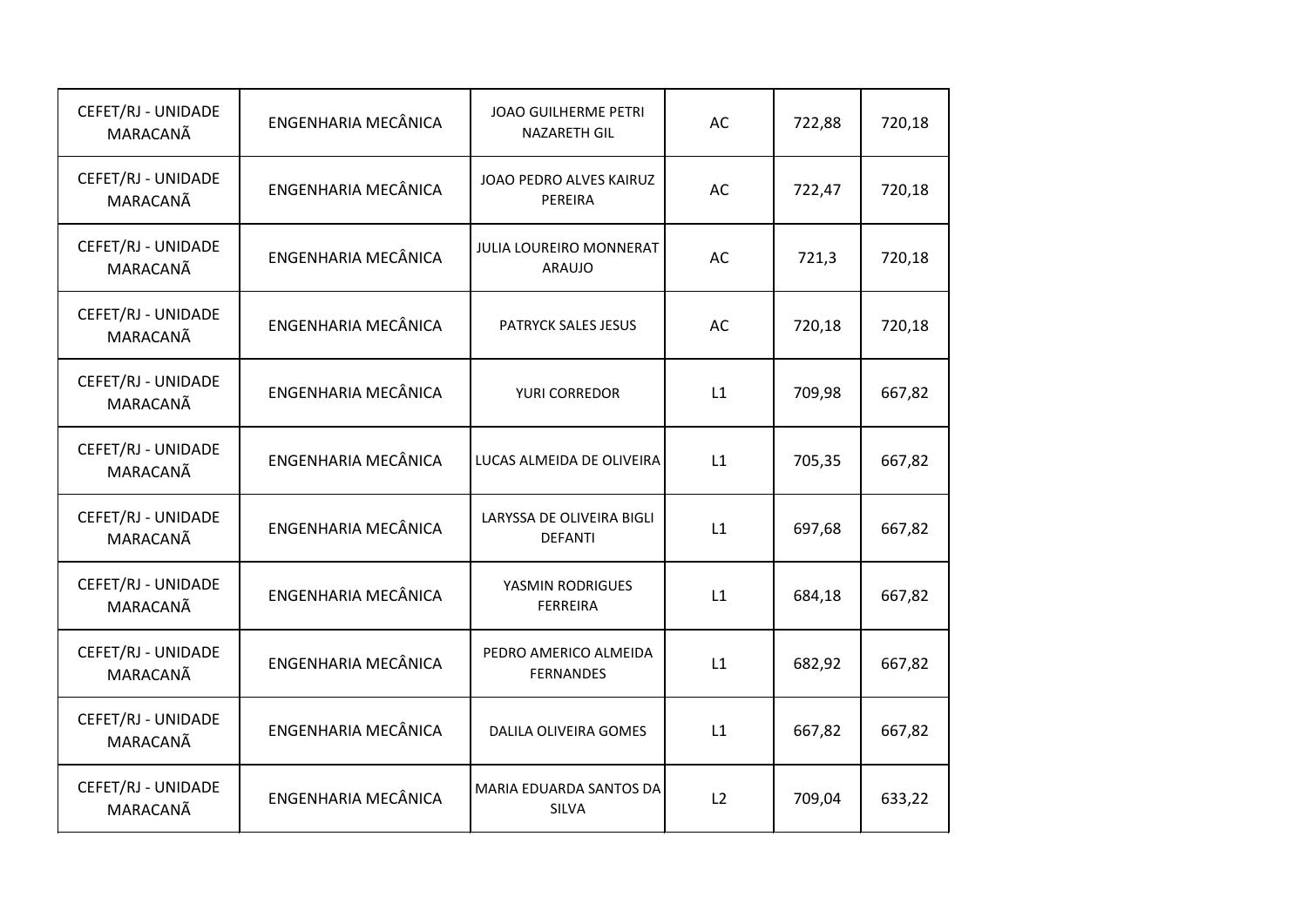| | | | | | |
|---|---|---|---|---|---|
| CEFET/RJ - UNIDADE MARACANÃ | ENGENHARIA MECÂNICA | JOAO GUILHERME PETRI NAZARETH GIL | AC | 722,88 | 720,18 |
| CEFET/RJ - UNIDADE MARACANÃ | ENGENHARIA MECÂNICA | JOAO PEDRO ALVES KAIRUZ PEREIRA | AC | 722,47 | 720,18 |
| CEFET/RJ - UNIDADE MARACANÃ | ENGENHARIA MECÂNICA | JULIA LOUREIRO MONNERAT ARAUJO | AC | 721,3 | 720,18 |
| CEFET/RJ - UNIDADE MARACANÃ | ENGENHARIA MECÂNICA | PATRYCK SALES JESUS | AC | 720,18 | 720,18 |
| CEFET/RJ - UNIDADE MARACANÃ | ENGENHARIA MECÂNICA | YURI CORREDOR | L1 | 709,98 | 667,82 |
| CEFET/RJ - UNIDADE MARACANÃ | ENGENHARIA MECÂNICA | LUCAS ALMEIDA DE OLIVEIRA | L1 | 705,35 | 667,82 |
| CEFET/RJ - UNIDADE MARACANÃ | ENGENHARIA MECÂNICA | LARYSSA DE OLIVEIRA BIGLI DEFANTI | L1 | 697,68 | 667,82 |
| CEFET/RJ - UNIDADE MARACANÃ | ENGENHARIA MECÂNICA | YASMIN RODRIGUES FERREIRA | L1 | 684,18 | 667,82 |
| CEFET/RJ - UNIDADE MARACANÃ | ENGENHARIA MECÂNICA | PEDRO AMERICO ALMEIDA FERNANDES | L1 | 682,92 | 667,82 |
| CEFET/RJ - UNIDADE MARACANÃ | ENGENHARIA MECÂNICA | DALILA OLIVEIRA GOMES | L1 | 667,82 | 667,82 |
| CEFET/RJ - UNIDADE MARACANÃ | ENGENHARIA MECÂNICA | MARIA EDUARDA SANTOS DA SILVA | L2 | 709,04 | 633,22 |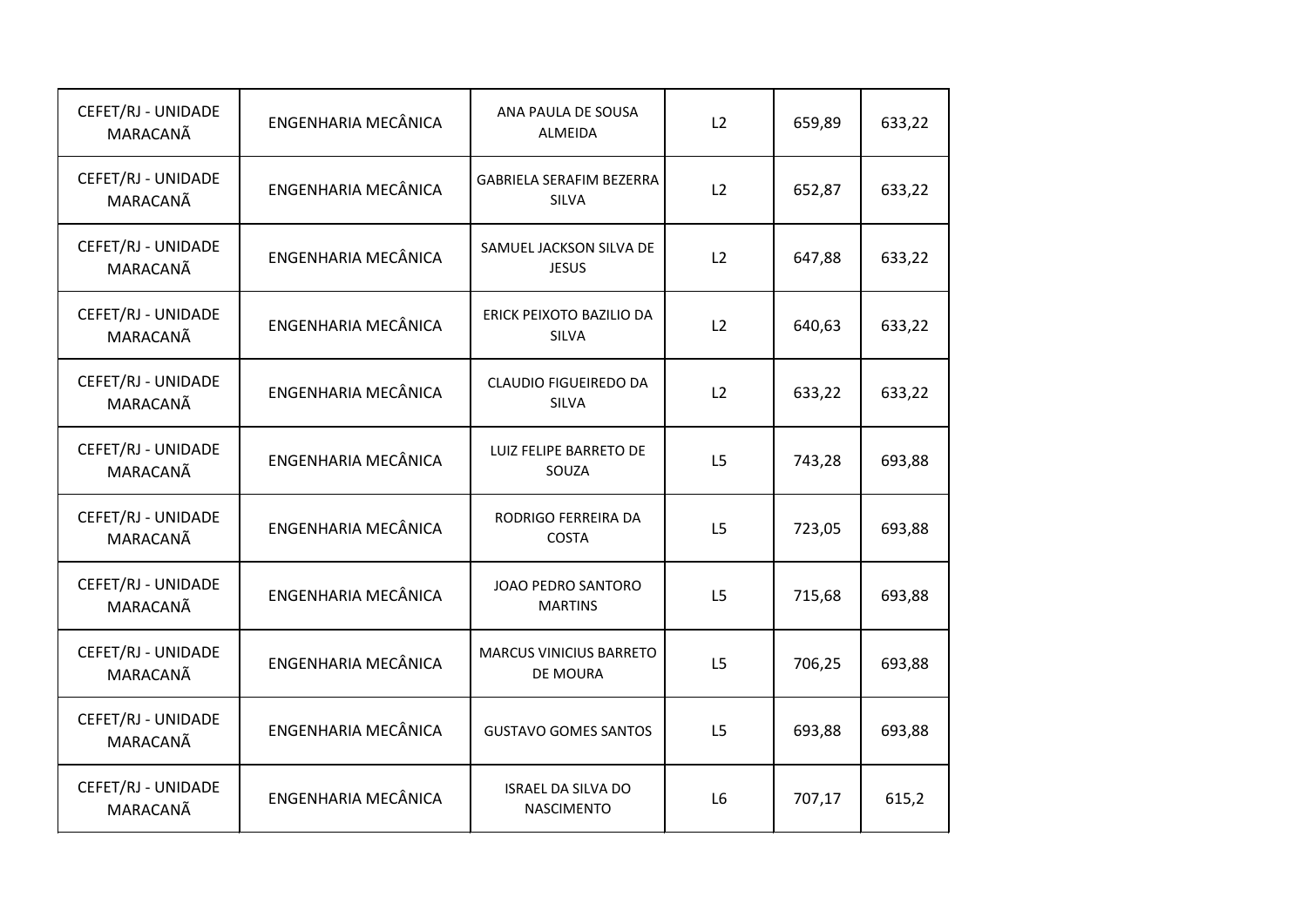| | | | | | |
|---|---|---|---|---|---|
| CEFET/RJ - UNIDADE MARACANÃ | ENGENHARIA MECÂNICA | ANA PAULA DE SOUSA ALMEIDA | L2 | 659,89 | 633,22 |
| CEFET/RJ - UNIDADE MARACANÃ | ENGENHARIA MECÂNICA | GABRIELA SERAFIM BEZERRA SILVA | L2 | 652,87 | 633,22 |
| CEFET/RJ - UNIDADE MARACANÃ | ENGENHARIA MECÂNICA | SAMUEL JACKSON SILVA DE JESUS | L2 | 647,88 | 633,22 |
| CEFET/RJ - UNIDADE MARACANÃ | ENGENHARIA MECÂNICA | ERICK PEIXOTO BAZILIO DA SILVA | L2 | 640,63 | 633,22 |
| CEFET/RJ - UNIDADE MARACANÃ | ENGENHARIA MECÂNICA | CLAUDIO FIGUEIREDO DA SILVA | L2 | 633,22 | 633,22 |
| CEFET/RJ - UNIDADE MARACANÃ | ENGENHARIA MECÂNICA | LUIZ FELIPE BARRETO DE SOUZA | L5 | 743,28 | 693,88 |
| CEFET/RJ - UNIDADE MARACANÃ | ENGENHARIA MECÂNICA | RODRIGO FERREIRA DA COSTA | L5 | 723,05 | 693,88 |
| CEFET/RJ - UNIDADE MARACANÃ | ENGENHARIA MECÂNICA | JOAO PEDRO SANTORO MARTINS | L5 | 715,68 | 693,88 |
| CEFET/RJ - UNIDADE MARACANÃ | ENGENHARIA MECÂNICA | MARCUS VINICIUS BARRETO DE MOURA | L5 | 706,25 | 693,88 |
| CEFET/RJ - UNIDADE MARACANÃ | ENGENHARIA MECÂNICA | GUSTAVO GOMES SANTOS | L5 | 693,88 | 693,88 |
| CEFET/RJ - UNIDADE MARACANÃ | ENGENHARIA MECÂNICA | ISRAEL DA SILVA DO NASCIMENTO | L6 | 707,17 | 615,2 |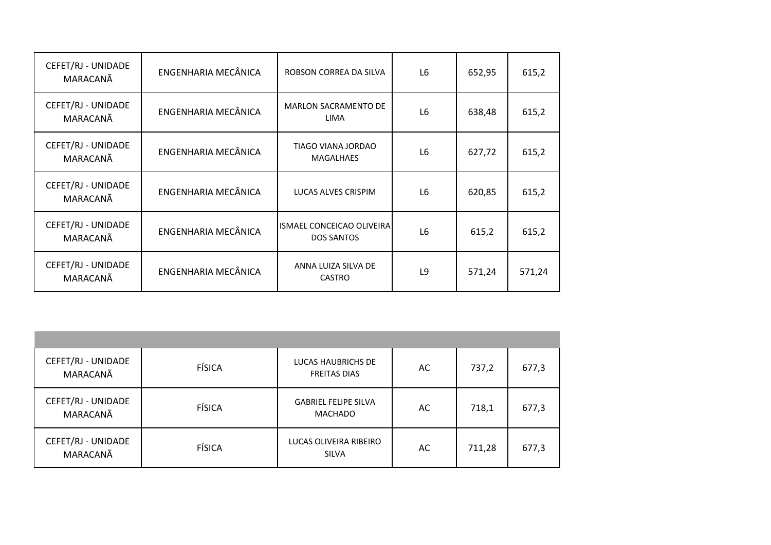| | | | | | |
|---|---|---|---|---|---|
| CEFET/RJ - UNIDADE MARACANÃ | ENGENHARIA MECÂNICA | ROBSON CORREA DA SILVA | L6 | 652,95 | 615,2 |
| CEFET/RJ - UNIDADE MARACANÃ | ENGENHARIA MECÂNICA | MARLON SACRAMENTO DE LIMA | L6 | 638,48 | 615,2 |
| CEFET/RJ - UNIDADE MARACANÃ | ENGENHARIA MECÂNICA | TIAGO VIANA JORDAO MAGALHAES | L6 | 627,72 | 615,2 |
| CEFET/RJ - UNIDADE MARACANÃ | ENGENHARIA MECÂNICA | LUCAS ALVES CRISPIM | L6 | 620,85 | 615,2 |
| CEFET/RJ - UNIDADE MARACANÃ | ENGENHARIA MECÂNICA | ISMAEL CONCEICAO OLIVEIRA DOS SANTOS | L6 | 615,2 | 615,2 |
| CEFET/RJ - UNIDADE MARACANÃ | ENGENHARIA MECÂNICA | ANNA LUIZA SILVA DE CASTRO | L9 | 571,24 | 571,24 |

| | | | | | |
|---|---|---|---|---|---|
| CEFET/RJ - UNIDADE MARACANÃ | FÍSICA | LUCAS HAUBRICHS DE FREITAS DIAS | AC | 737,2 | 677,3 |
| CEFET/RJ - UNIDADE MARACANÃ | FÍSICA | GABRIEL FELIPE SILVA MACHADO | AC | 718,1 | 677,3 |
| CEFET/RJ - UNIDADE MARACANÃ | FÍSICA | LUCAS OLIVEIRA RIBEIRO SILVA | AC | 711,28 | 677,3 |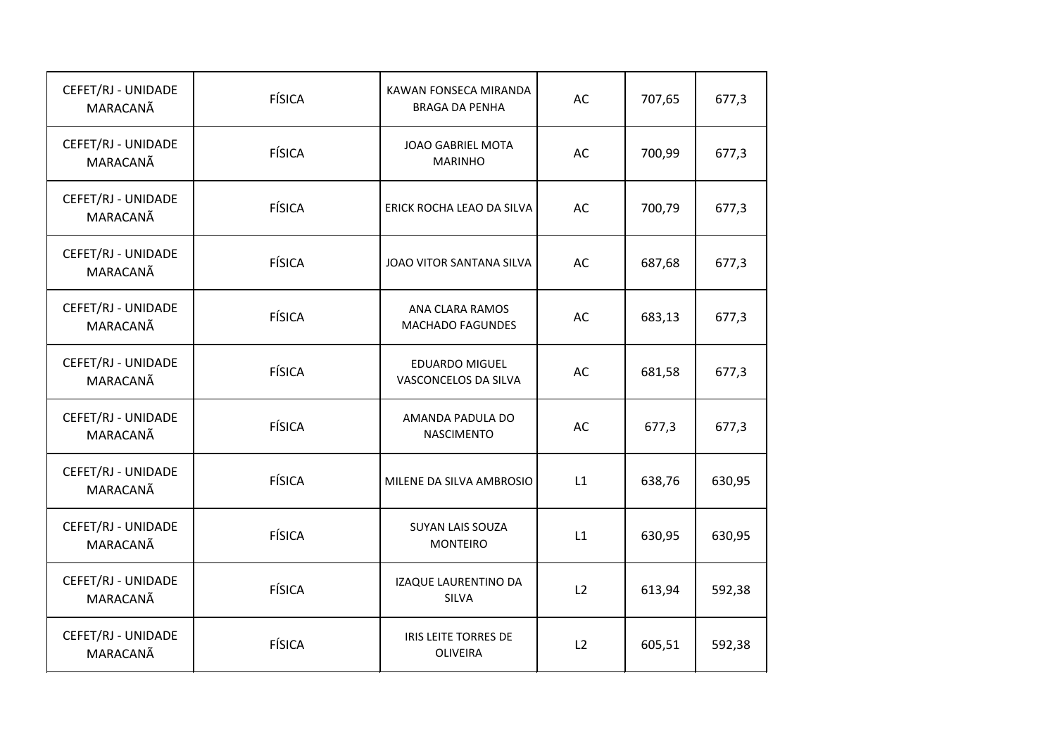| | | | | | |
|---|---|---|---|---|---|
| CEFET/RJ - UNIDADE MARACANÃ | FÍSICA | KAWAN FONSECA MIRANDA BRAGA DA PENHA | AC | 707,65 | 677,3 |
| CEFET/RJ - UNIDADE MARACANÃ | FÍSICA | JOAO GABRIEL MOTA MARINHO | AC | 700,99 | 677,3 |
| CEFET/RJ - UNIDADE MARACANÃ | FÍSICA | ERICK ROCHA LEAO DA SILVA | AC | 700,79 | 677,3 |
| CEFET/RJ - UNIDADE MARACANÃ | FÍSICA | JOAO VITOR SANTANA SILVA | AC | 687,68 | 677,3 |
| CEFET/RJ - UNIDADE MARACANÃ | FÍSICA | ANA CLARA RAMOS MACHADO FAGUNDES | AC | 683,13 | 677,3 |
| CEFET/RJ - UNIDADE MARACANÃ | FÍSICA | EDUARDO MIGUEL VASCONCELOS DA SILVA | AC | 681,58 | 677,3 |
| CEFET/RJ - UNIDADE MARACANÃ | FÍSICA | AMANDA PADULA DO NASCIMENTO | AC | 677,3 | 677,3 |
| CEFET/RJ - UNIDADE MARACANÃ | FÍSICA | MILENE DA SILVA AMBROSIO | L1 | 638,76 | 630,95 |
| CEFET/RJ - UNIDADE MARACANÃ | FÍSICA | SUYAN LAIS SOUZA MONTEIRO | L1 | 630,95 | 630,95 |
| CEFET/RJ - UNIDADE MARACANÃ | FÍSICA | IZAQUE LAURENTINO DA SILVA | L2 | 613,94 | 592,38 |
| CEFET/RJ - UNIDADE MARACANÃ | FÍSICA | IRIS LEITE TORRES DE OLIVEIRA | L2 | 605,51 | 592,38 |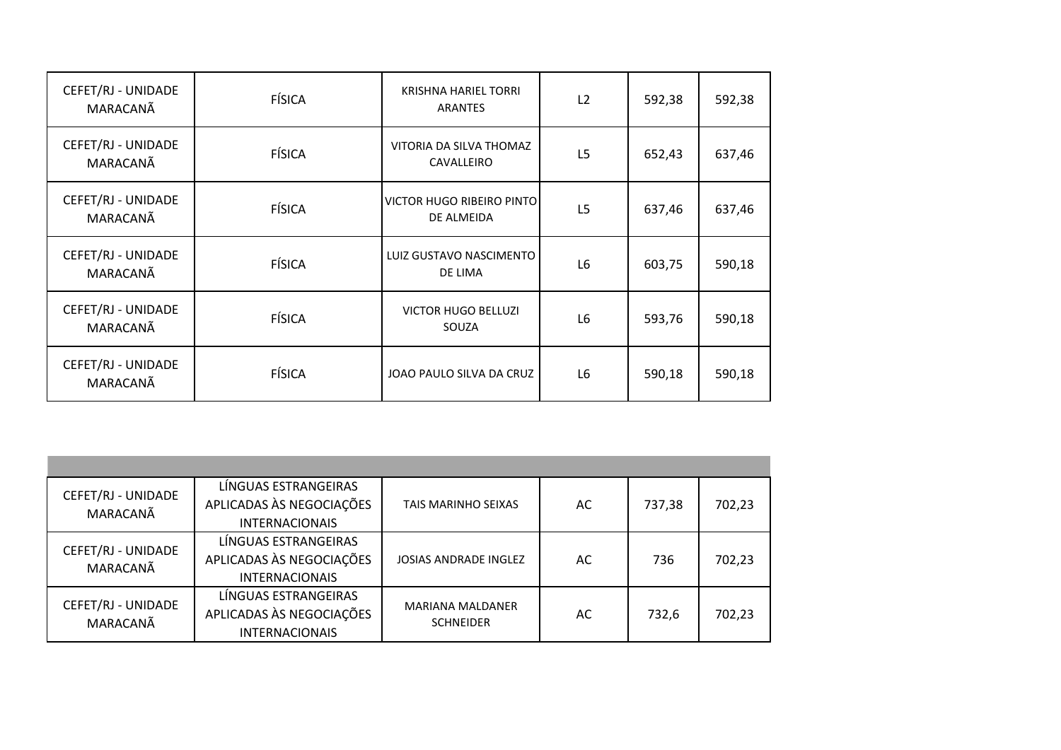| | | | | | |
|---|---|---|---|---|---|
| CEFET/RJ - UNIDADE MARACANÃ | FÍSICA | KRISHNA HARIEL TORRI ARANTES | L2 | 592,38 | 592,38 |
| CEFET/RJ - UNIDADE MARACANÃ | FÍSICA | VITORIA DA SILVA THOMAZ CAVALLEIRO | L5 | 652,43 | 637,46 |
| CEFET/RJ - UNIDADE MARACANÃ | FÍSICA | VICTOR HUGO RIBEIRO PINTO DE ALMEIDA | L5 | 637,46 | 637,46 |
| CEFET/RJ - UNIDADE MARACANÃ | FÍSICA | LUIZ GUSTAVO NASCIMENTO DE LIMA | L6 | 603,75 | 590,18 |
| CEFET/RJ - UNIDADE MARACANÃ | FÍSICA | VICTOR HUGO BELLUZI SOUZA | L6 | 593,76 | 590,18 |
| CEFET/RJ - UNIDADE MARACANÃ | FÍSICA | JOAO PAULO SILVA DA CRUZ | L6 | 590,18 | 590,18 |

| | | | | | |
|---|---|---|---|---|---|
| CEFET/RJ - UNIDADE MARACANÃ | LÍNGUAS ESTRANGEIRAS APLICADAS ÀS NEGOCIAÇÕES INTERNACIONAIS | TAIS MARINHO SEIXAS | AC | 737,38 | 702,23 |
| CEFET/RJ - UNIDADE MARACANÃ | LÍNGUAS ESTRANGEIRAS APLICADAS ÀS NEGOCIAÇÕES INTERNACIONAIS | JOSIAS ANDRADE INGLEZ | AC | 736 | 702,23 |
| CEFET/RJ - UNIDADE MARACANÃ | LÍNGUAS ESTRANGEIRAS APLICADAS ÀS NEGOCIAÇÕES INTERNACIONAIS | MARIANA MALDANER SCHNEIDER | AC | 732,6 | 702,23 |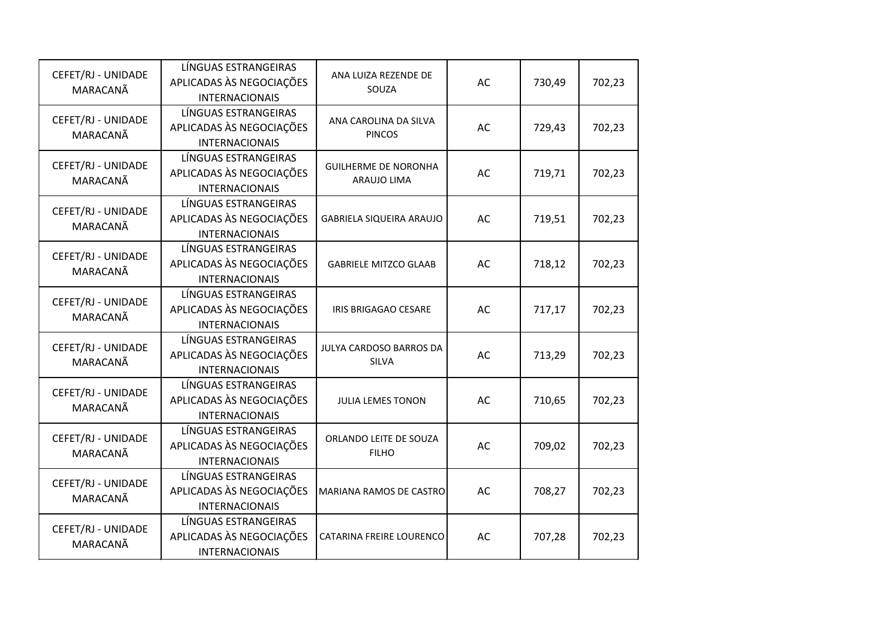| | | | | | |
|---|---|---|---|---|---|
| CEFET/RJ - UNIDADE MARACANÃ | LÍNGUAS ESTRANGEIRAS APLICADAS ÀS NEGOCIAÇÕES INTERNACIONAIS | ANA LUIZA REZENDE DE SOUZA | AC | 730,49 | 702,23 |
| CEFET/RJ - UNIDADE MARACANÃ | LÍNGUAS ESTRANGEIRAS APLICADAS ÀS NEGOCIAÇÕES INTERNACIONAIS | ANA CAROLINA DA SILVA PINCOS | AC | 729,43 | 702,23 |
| CEFET/RJ - UNIDADE MARACANÃ | LÍNGUAS ESTRANGEIRAS APLICADAS ÀS NEGOCIAÇÕES INTERNACIONAIS | GUILHERME DE NORONHA ARAUJO LIMA | AC | 719,71 | 702,23 |
| CEFET/RJ - UNIDADE MARACANÃ | LÍNGUAS ESTRANGEIRAS APLICADAS ÀS NEGOCIAÇÕES INTERNACIONAIS | GABRIELA SIQUEIRA ARAUJO | AC | 719,51 | 702,23 |
| CEFET/RJ - UNIDADE MARACANÃ | LÍNGUAS ESTRANGEIRAS APLICADAS ÀS NEGOCIAÇÕES INTERNACIONAIS | GABRIELE MITZCO GLAAB | AC | 718,12 | 702,23 |
| CEFET/RJ - UNIDADE MARACANÃ | LÍNGUAS ESTRANGEIRAS APLICADAS ÀS NEGOCIAÇÕES INTERNACIONAIS | IRIS BRIGAGAO CESARE | AC | 717,17 | 702,23 |
| CEFET/RJ - UNIDADE MARACANÃ | LÍNGUAS ESTRANGEIRAS APLICADAS ÀS NEGOCIAÇÕES INTERNACIONAIS | JULYA CARDOSO BARROS DA SILVA | AC | 713,29 | 702,23 |
| CEFET/RJ - UNIDADE MARACANÃ | LÍNGUAS ESTRANGEIRAS APLICADAS ÀS NEGOCIAÇÕES INTERNACIONAIS | JULIA LEMES TONON | AC | 710,65 | 702,23 |
| CEFET/RJ - UNIDADE MARACANÃ | LÍNGUAS ESTRANGEIRAS APLICADAS ÀS NEGOCIAÇÕES INTERNACIONAIS | ORLANDO LEITE DE SOUZA FILHO | AC | 709,02 | 702,23 |
| CEFET/RJ - UNIDADE MARACANÃ | LÍNGUAS ESTRANGEIRAS APLICADAS ÀS NEGOCIAÇÕES INTERNACIONAIS | MARIANA RAMOS DE CASTRO | AC | 708,27 | 702,23 |
| CEFET/RJ - UNIDADE MARACANÃ | LÍNGUAS ESTRANGEIRAS APLICADAS ÀS NEGOCIAÇÕES INTERNACIONAIS | CATARINA FREIRE LOURENCO | AC | 707,28 | 702,23 |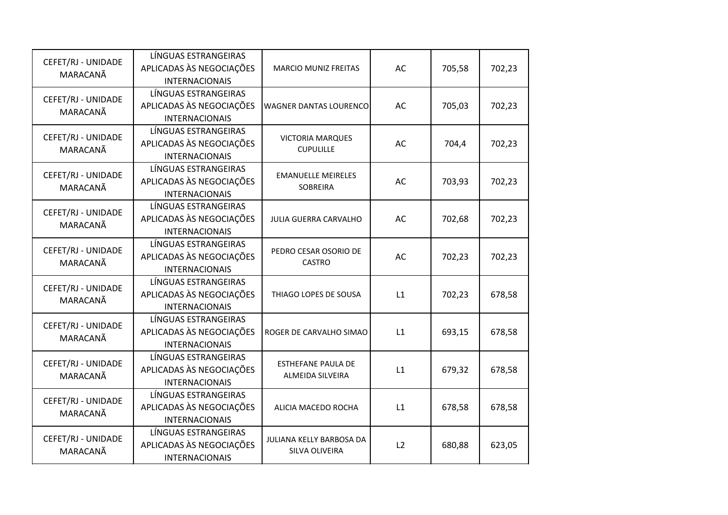| CEFET/RJ - UNIDADE MARACANÃ | LÍNGUAS ESTRANGEIRAS APLICADAS ÀS NEGOCIAÇÕES INTERNACIONAIS | MARCIO MUNIZ FREITAS | AC | 705,58 | 702,23 |
|---|---|---|---|---|---|
| CEFET/RJ - UNIDADE MARACANÃ | LÍNGUAS ESTRANGEIRAS APLICADAS ÀS NEGOCIAÇÕES INTERNACIONAIS | WAGNER DANTAS LOURENCO | AC | 705,03 | 702,23 |
| CEFET/RJ - UNIDADE MARACANÃ | LÍNGUAS ESTRANGEIRAS APLICADAS ÀS NEGOCIAÇÕES INTERNACIONAIS | VICTORIA MARQUES CUPULILLE | AC | 704,4 | 702,23 |
| CEFET/RJ - UNIDADE MARACANÃ | LÍNGUAS ESTRANGEIRAS APLICADAS ÀS NEGOCIAÇÕES INTERNACIONAIS | EMANUELLE MEIRELES SOBREIRA | AC | 703,93 | 702,23 |
| CEFET/RJ - UNIDADE MARACANÃ | LÍNGUAS ESTRANGEIRAS APLICADAS ÀS NEGOCIAÇÕES INTERNACIONAIS | JULIA GUERRA CARVALHO | AC | 702,68 | 702,23 |
| CEFET/RJ - UNIDADE MARACANÃ | LÍNGUAS ESTRANGEIRAS APLICADAS ÀS NEGOCIAÇÕES INTERNACIONAIS | PEDRO CESAR OSORIO DE CASTRO | AC | 702,23 | 702,23 |
| CEFET/RJ - UNIDADE MARACANÃ | LÍNGUAS ESTRANGEIRAS APLICADAS ÀS NEGOCIAÇÕES INTERNACIONAIS | THIAGO LOPES DE SOUSA | L1 | 702,23 | 678,58 |
| CEFET/RJ - UNIDADE MARACANÃ | LÍNGUAS ESTRANGEIRAS APLICADAS ÀS NEGOCIAÇÕES INTERNACIONAIS | ROGER DE CARVALHO SIMAO | L1 | 693,15 | 678,58 |
| CEFET/RJ - UNIDADE MARACANÃ | LÍNGUAS ESTRANGEIRAS APLICADAS ÀS NEGOCIAÇÕES INTERNACIONAIS | ESTHEFANE PAULA DE ALMEIDA SILVEIRA | L1 | 679,32 | 678,58 |
| CEFET/RJ - UNIDADE MARACANÃ | LÍNGUAS ESTRANGEIRAS APLICADAS ÀS NEGOCIAÇÕES INTERNACIONAIS | ALICIA MACEDO ROCHA | L1 | 678,58 | 678,58 |
| CEFET/RJ - UNIDADE MARACANÃ | LÍNGUAS ESTRANGEIRAS APLICADAS ÀS NEGOCIAÇÕES INTERNACIONAIS | JULIANA KELLY BARBOSA DA SILVA OLIVEIRA | L2 | 680,88 | 623,05 |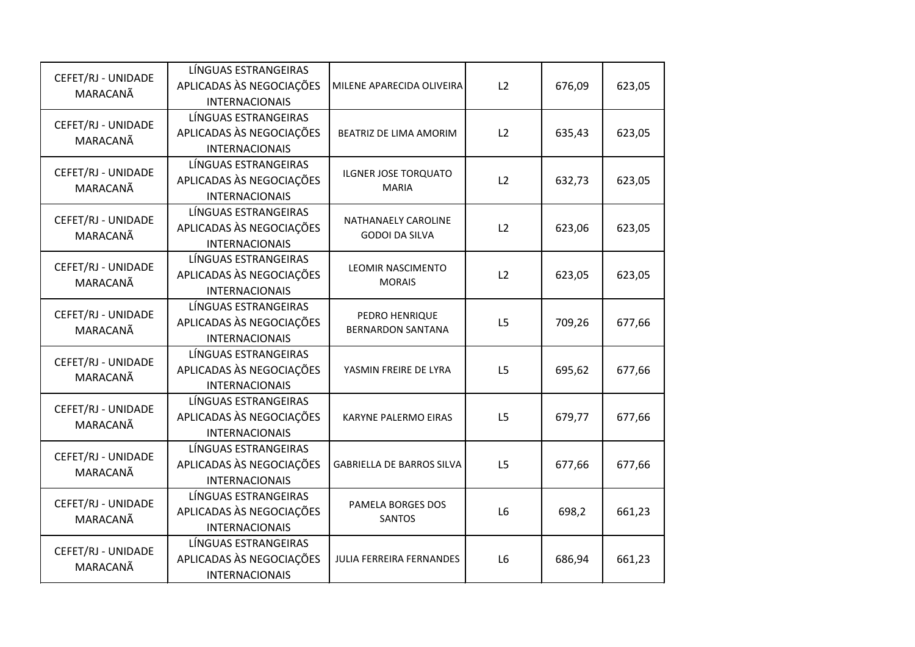| | | | | | |
|---|---|---|---|---|---|
| CEFET/RJ - UNIDADE MARACANÃ | LÍNGUAS ESTRANGEIRAS APLICADAS ÀS NEGOCIAÇÕES INTERNACIONAIS | MILENE APARECIDA OLIVEIRA | L2 | 676,09 | 623,05 |
| CEFET/RJ - UNIDADE MARACANÃ | LÍNGUAS ESTRANGEIRAS APLICADAS ÀS NEGOCIAÇÕES INTERNACIONAIS | BEATRIZ DE LIMA AMORIM | L2 | 635,43 | 623,05 |
| CEFET/RJ - UNIDADE MARACANÃ | LÍNGUAS ESTRANGEIRAS APLICADAS ÀS NEGOCIAÇÕES INTERNACIONAIS | ILGNER JOSE TORQUATO MARIA | L2 | 632,73 | 623,05 |
| CEFET/RJ - UNIDADE MARACANÃ | LÍNGUAS ESTRANGEIRAS APLICADAS ÀS NEGOCIAÇÕES INTERNACIONAIS | NATHANAELY CAROLINE GODOI DA SILVA | L2 | 623,06 | 623,05 |
| CEFET/RJ - UNIDADE MARACANÃ | LÍNGUAS ESTRANGEIRAS APLICADAS ÀS NEGOCIAÇÕES INTERNACIONAIS | LEOMIR NASCIMENTO MORAIS | L2 | 623,05 | 623,05 |
| CEFET/RJ - UNIDADE MARACANÃ | LÍNGUAS ESTRANGEIRAS APLICADAS ÀS NEGOCIAÇÕES INTERNACIONAIS | PEDRO HENRIQUE BERNARDON SANTANA | L5 | 709,26 | 677,66 |
| CEFET/RJ - UNIDADE MARACANÃ | LÍNGUAS ESTRANGEIRAS APLICADAS ÀS NEGOCIAÇÕES INTERNACIONAIS | YASMIN FREIRE DE LYRA | L5 | 695,62 | 677,66 |
| CEFET/RJ - UNIDADE MARACANÃ | LÍNGUAS ESTRANGEIRAS APLICADAS ÀS NEGOCIAÇÕES INTERNACIONAIS | KARYNE PALERMO EIRAS | L5 | 679,77 | 677,66 |
| CEFET/RJ - UNIDADE MARACANÃ | LÍNGUAS ESTRANGEIRAS APLICADAS ÀS NEGOCIAÇÕES INTERNACIONAIS | GABRIELLA DE BARROS SILVA | L5 | 677,66 | 677,66 |
| CEFET/RJ - UNIDADE MARACANÃ | LÍNGUAS ESTRANGEIRAS APLICADAS ÀS NEGOCIAÇÕES INTERNACIONAIS | PAMELA BORGES DOS SANTOS | L6 | 698,2 | 661,23 |
| CEFET/RJ - UNIDADE MARACANÃ | LÍNGUAS ESTRANGEIRAS APLICADAS ÀS NEGOCIAÇÕES INTERNACIONAIS | JULIA FERREIRA FERNANDES | L6 | 686,94 | 661,23 |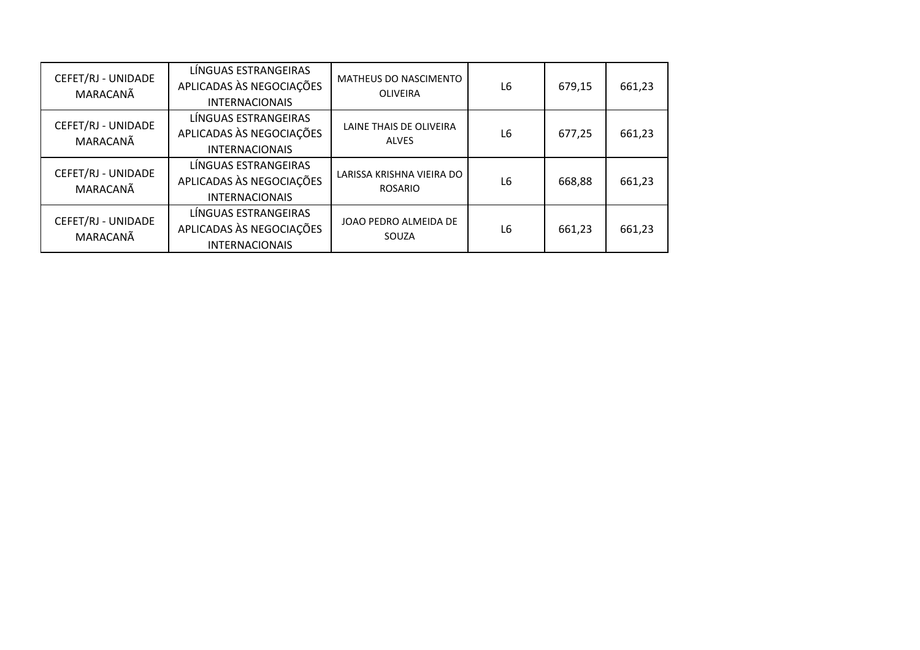| | | | | | |
|---|---|---|---|---|---|
| CEFET/RJ - UNIDADE MARACANÃ | LÍNGUAS ESTRANGEIRAS APLICADAS ÀS NEGOCIAÇÕES INTERNACIONAIS | MATHEUS DO NASCIMENTO OLIVEIRA | L6 | 679,15 | 661,23 |
| CEFET/RJ - UNIDADE MARACANÃ | LÍNGUAS ESTRANGEIRAS APLICADAS ÀS NEGOCIAÇÕES INTERNACIONAIS | LAINE THAIS DE OLIVEIRA ALVES | L6 | 677,25 | 661,23 |
| CEFET/RJ - UNIDADE MARACANÃ | LÍNGUAS ESTRANGEIRAS APLICADAS ÀS NEGOCIAÇÕES INTERNACIONAIS | LARISSA KRISHNA VIEIRA DO ROSARIO | L6 | 668,88 | 661,23 |
| CEFET/RJ - UNIDADE MARACANÃ | LÍNGUAS ESTRANGEIRAS APLICADAS ÀS NEGOCIAÇÕES INTERNACIONAIS | JOAO PEDRO ALMEIDA DE SOUZA | L6 | 661,23 | 661,23 |